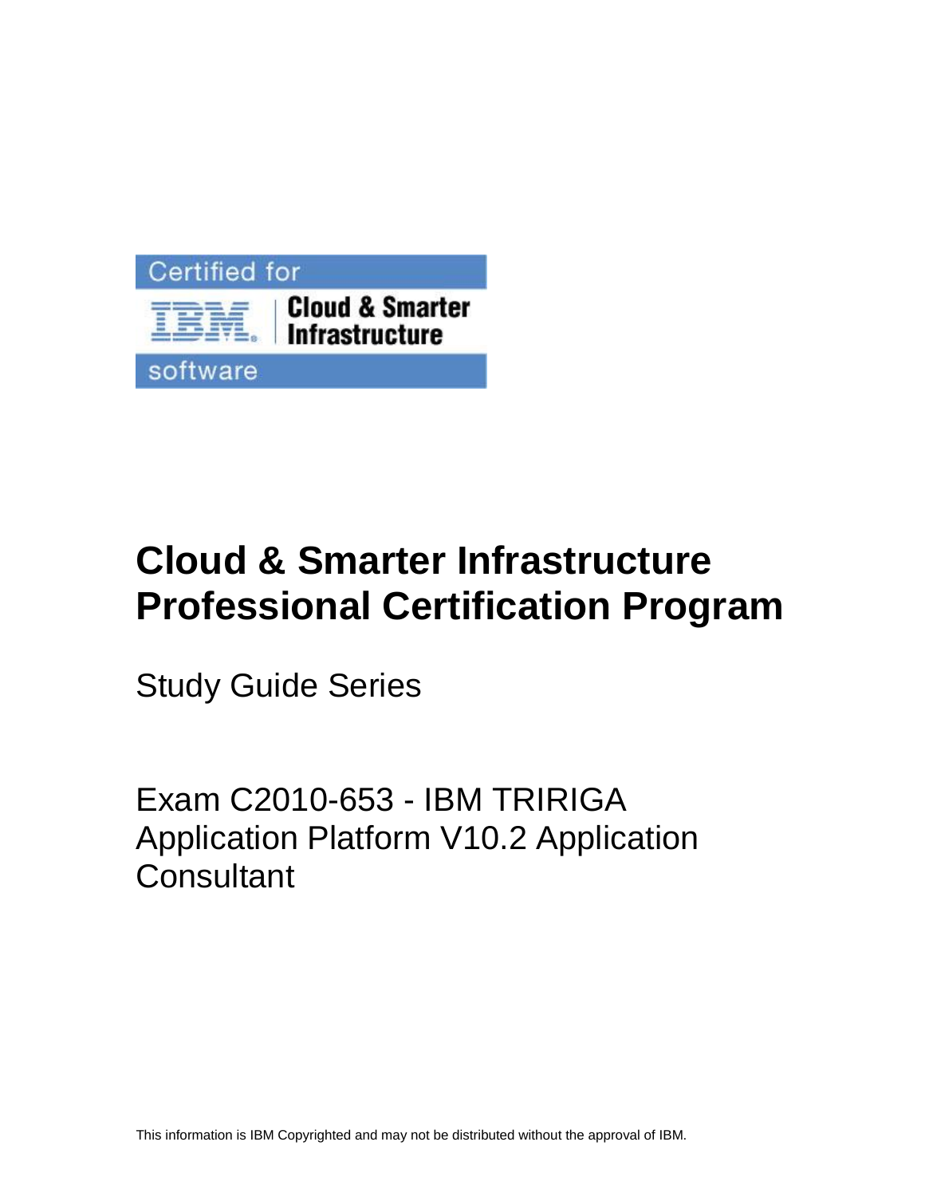Certified for

IBM | Cloud & Smarter Infrastructure

software

# Cloud & Smarter Infrastructure Professional Certification Program

## Study Guide Series

## Exam C2010-653 - IBM TRIRIGA Application Platform V10.2 Application Consultant

This information is IBM Copyrighted and may not be distributed without the approval of IBM.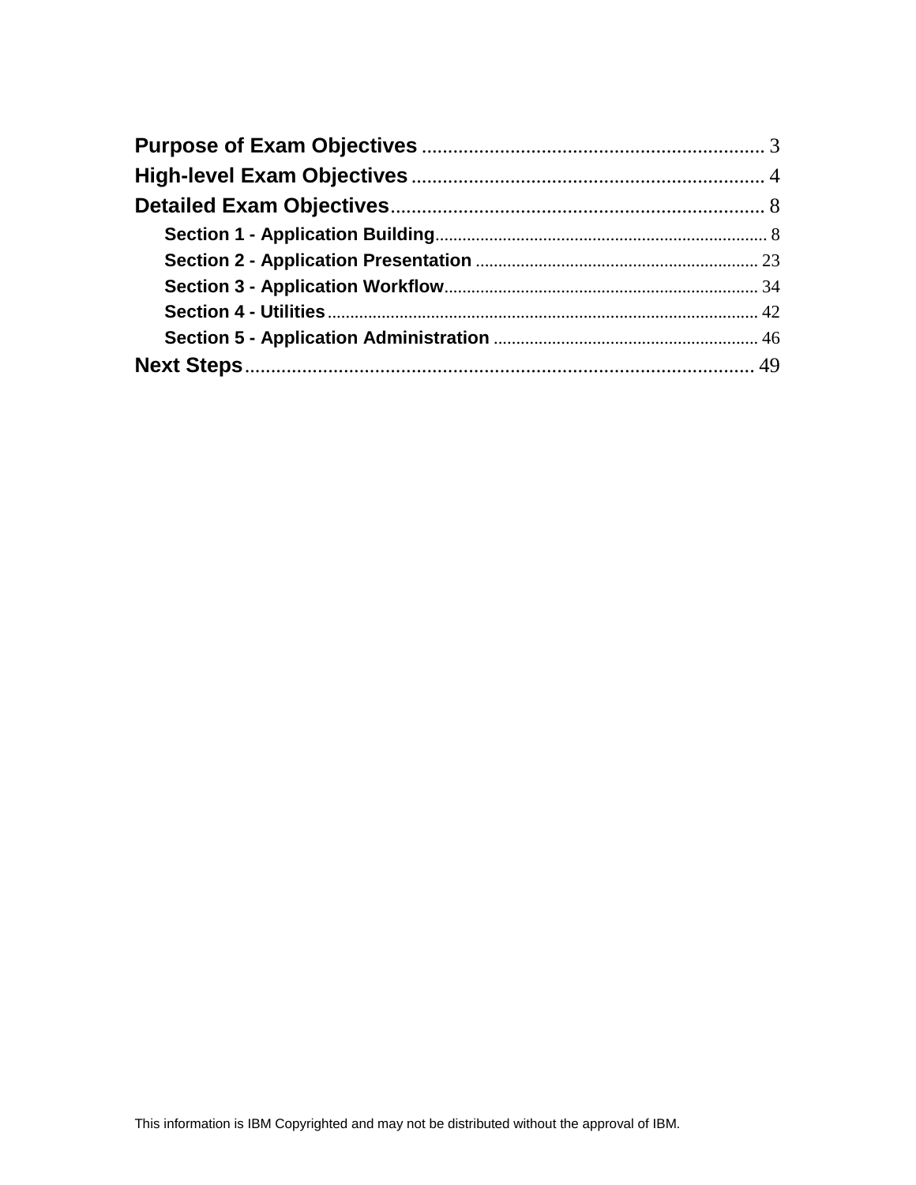**Purpose of Exam Objectives** .................................................................. 3

**High-level Exam Objectives** .................................................................... 4

**Detailed Exam Objectives** ........................................................................ 8

- **Section 1 - Application Building** ........................................................................ 8
- **Section 2 - Application Presentation** ............................................................... 23
- **Section 3 - Application Workflow** ..................................................................... 34
- **Section 4 - Utilities** ................................................................................................ 42
- **Section 5 - Application Administration** ........................................................... 46

**Next Steps** .................................................................................................. 49

This information is IBM Copyrighted and may not be distributed without the approval of IBM.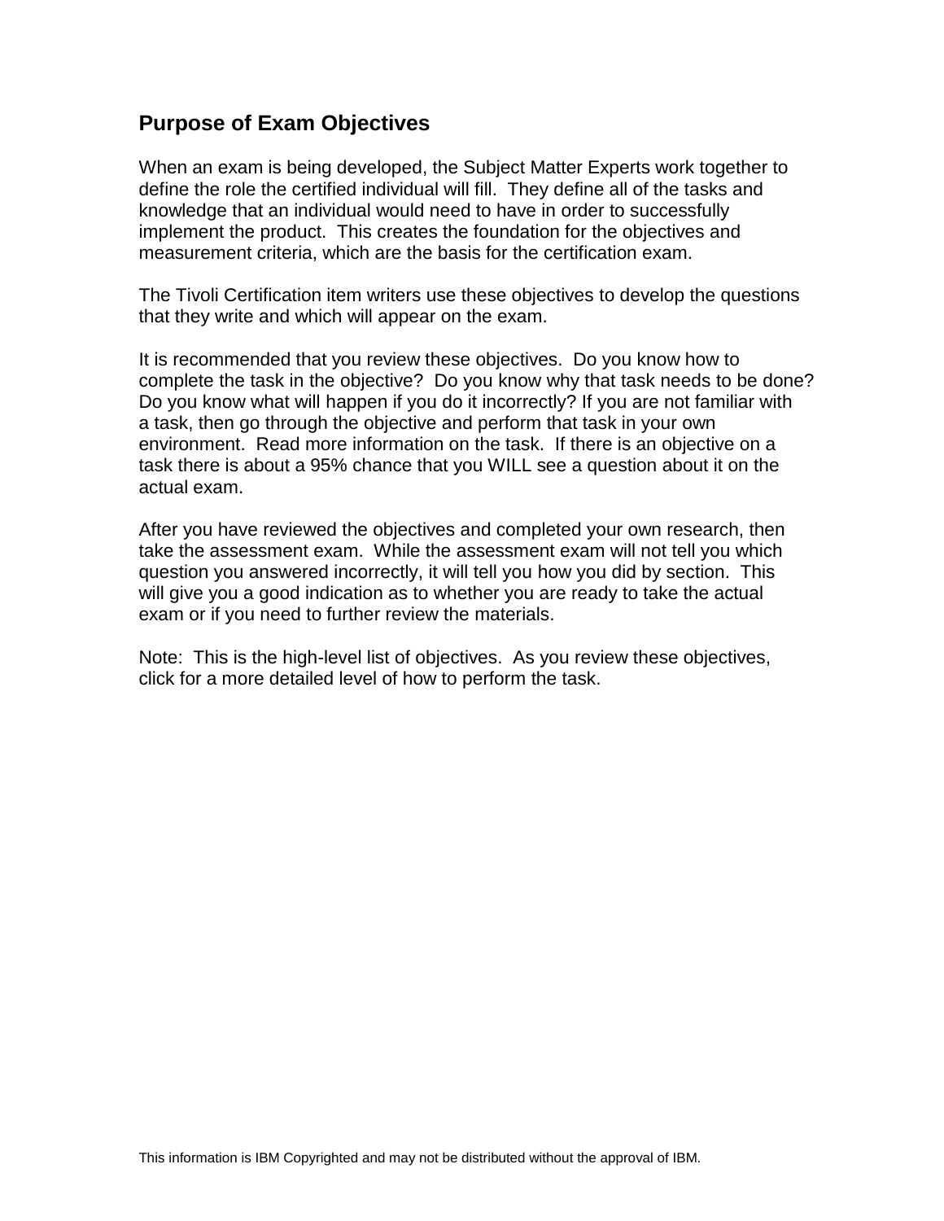## Purpose of Exam Objectives

When an exam is being developed, the Subject Matter Experts work together to define the role the certified individual will fill. They define all of the tasks and knowledge that an individual would need to have in order to successfully implement the product. This creates the foundation for the objectives and measurement criteria, which are the basis for the certification exam.

The Tivoli Certification item writers use these objectives to develop the questions that they write and which will appear on the exam.

It is recommended that you review these objectives. Do you know how to complete the task in the objective? Do you know why that task needs to be done? Do you know what will happen if you do it incorrectly? If you are not familiar with a task, then go through the objective and perform that task in your own environment. Read more information on the task. If there is an objective on a task there is about a 95% chance that you WILL see a question about it on the actual exam.

After you have reviewed the objectives and completed your own research, then take the assessment exam. While the assessment exam will not tell you which question you answered incorrectly, it will tell you how you did by section. This will give you a good indication as to whether you are ready to take the actual exam or if you need to further review the materials.

Note: This is the high-level list of objectives. As you review these objectives, click for a more detailed level of how to perform the task.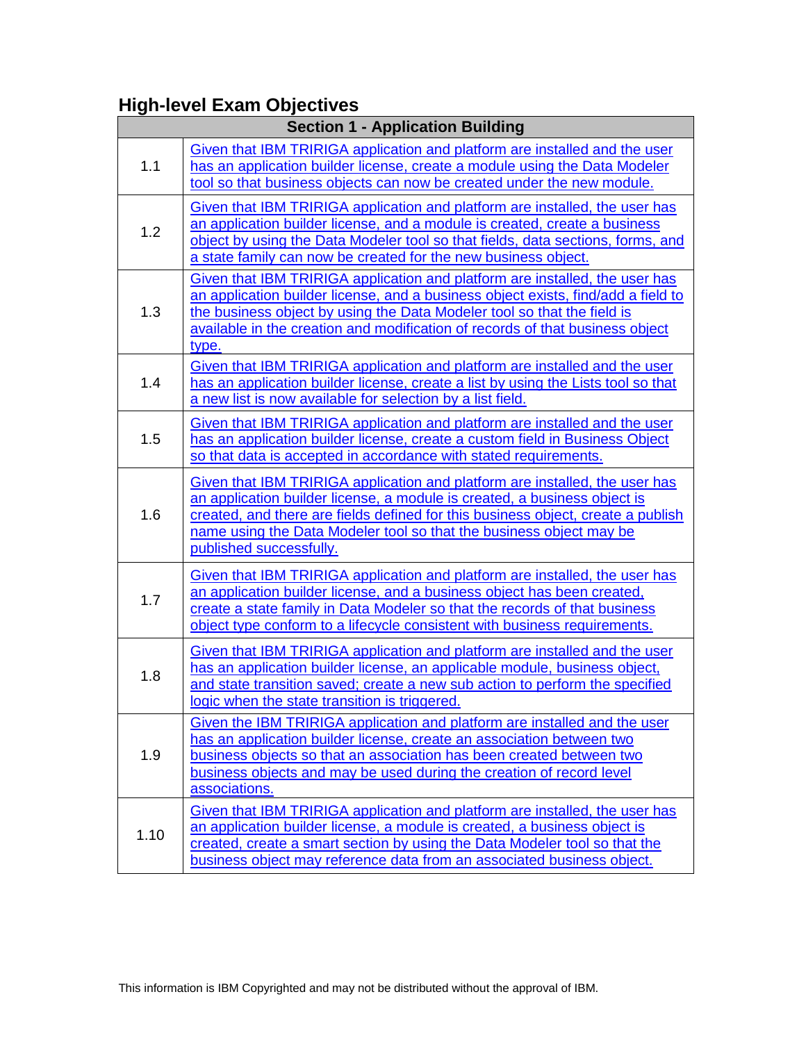## High-level Exam Objectives

| Section 1 - Application Building | |
|---|---|
| 1.1 | Given that IBM TRIRIGA application and platform are installed and the user has an application builder license, create a module using the Data Modeler tool so that business objects can now be created under the new module. |
| 1.2 | Given that IBM TRIRIGA application and platform are installed, the user has an application builder license, and a module is created, create a business object by using the Data Modeler tool so that fields, data sections, forms, and a state family can now be created for the new business object. |
| 1.3 | Given that IBM TRIRIGA application and platform are installed, the user has an application builder license, and a business object exists, find/add a field to the business object by using the Data Modeler tool so that the field is available in the creation and modification of records of that business object type. |
| 1.4 | Given that IBM TRIRIGA application and platform are installed and the user has an application builder license, create a list by using the Lists tool so that a new list is now available for selection by a list field. |
| 1.5 | Given that IBM TRIRIGA application and platform are installed and the user has an application builder license, create a custom field in Business Object so that data is accepted in accordance with stated requirements. |
| 1.6 | Given that IBM TRIRIGA application and platform are installed, the user has an application builder license, a module is created, a business object is created, and there are fields defined for this business object, create a publish name using the Data Modeler tool so that the business object may be published successfully. |
| 1.7 | Given that IBM TRIRIGA application and platform are installed, the user has an application builder license, and a business object has been created, create a state family in Data Modeler so that the records of that business object type conform to a lifecycle consistent with business requirements. |
| 1.8 | Given that IBM TRIRIGA application and platform are installed and the user has an application builder license, an applicable module, business object, and state transition saved; create a new sub action to perform the specified logic when the state transition is triggered. |
| 1.9 | Given the IBM TRIRIGA application and platform are installed and the user has an application builder license, create an association between two business objects so that an association has been created between two business objects and may be used during the creation of record level associations. |
| 1.10 | Given that IBM TRIRIGA application and platform are installed, the user has an application builder license, a module is created, a business object is created, create a smart section by using the Data Modeler tool so that the business object may reference data from an associated business object. |

This information is IBM Copyrighted and may not be distributed without the approval of IBM.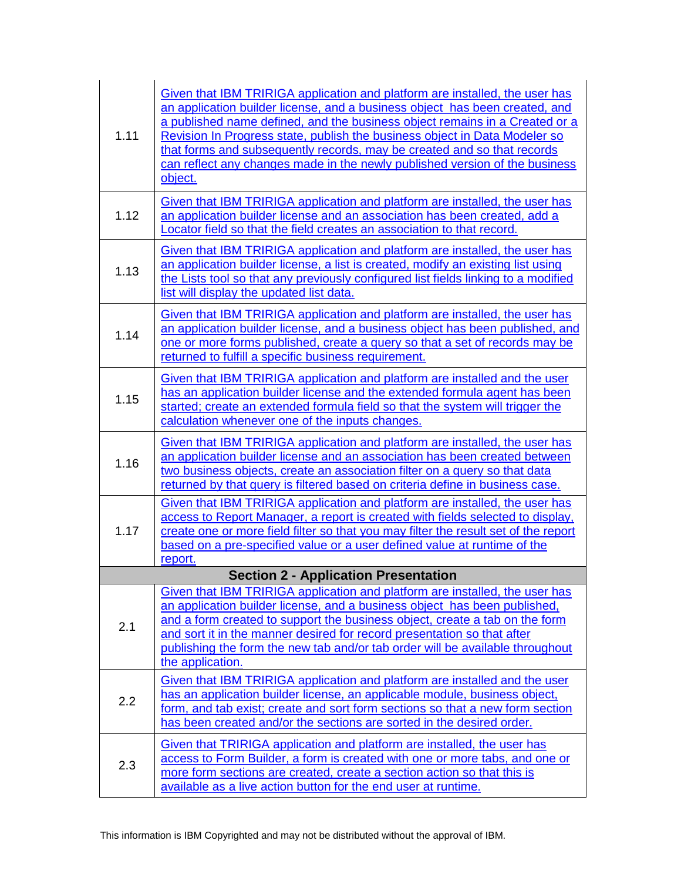| | |
|---|---|
| 1.11 | Given that IBM TRIRIGA application and platform are installed, the user has an application builder license, and a business object has been created, and a published name defined, and the business object remains in a Created or a Revision In Progress state, publish the business object in Data Modeler so that forms and subsequently records, may be created and so that records can reflect any changes made in the newly published version of the business object. |
| 1.12 | Given that IBM TRIRIGA application and platform are installed, the user has an application builder license and an association has been created, add a Locator field so that the field creates an association to that record. |
| 1.13 | Given that IBM TRIRIGA application and platform are installed, the user has an application builder license, a list is created, modify an existing list using the Lists tool so that any previously configured list fields linking to a modified list will display the updated list data. |
| 1.14 | Given that IBM TRIRIGA application and platform are installed, the user has an application builder license, and a business object has been published, and one or more forms published, create a query so that a set of records may be returned to fulfill a specific business requirement. |
| 1.15 | Given that IBM TRIRIGA application and platform are installed and the user has an application builder license and the extended formula agent has been started; create an extended formula field so that the system will trigger the calculation whenever one of the inputs changes. |
| 1.16 | Given that IBM TRIRIGA application and platform are installed, the user has an application builder license and an association has been created between two business objects, create an association filter on a query so that data returned by that query is filtered based on criteria define in business case. |
| 1.17 | Given that IBM TRIRIGA application and platform are installed, the user has access to Report Manager, a report is created with fields selected to display, create one or more field filter so that you may filter the result set of the report based on a pre-specified value or a user defined value at runtime of the report. |
| **Section 2 - Application Presentation** | |
| 2.1 | Given that IBM TRIRIGA application and platform are installed, the user has an application builder license, and a business object has been published, and a form created to support the business object, create a tab on the form and sort it in the manner desired for record presentation so that after publishing the form the new tab and/or tab order will be available throughout the application. |
| 2.2 | Given that IBM TRIRIGA application and platform are installed and the user has an application builder license, an applicable module, business object, form, and tab exist; create and sort form sections so that a new form section has been created and/or the sections are sorted in the desired order. |
| 2.3 | Given that TRIRIGA application and platform are installed, the user has access to Form Builder, a form is created with one or more tabs, and one or more form sections are created, create a section action so that this is available as a live action button for the end user at runtime. |

This information is IBM Copyrighted and may not be distributed without the approval of IBM.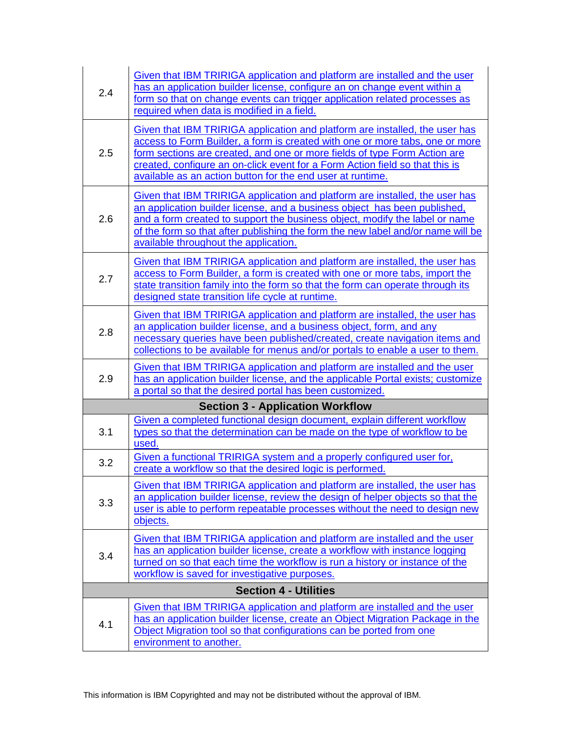| | |
|---|---|
| 2.4 | Given that IBM TRIRIGA application and platform are installed and the user has an application builder license, configure an on change event within a form so that on change events can trigger application related processes as required when data is modified in a field. |
| 2.5 | Given that IBM TRIRIGA application and platform are installed, the user has access to Form Builder, a form is created with one or more tabs, one or more form sections are created, and one or more fields of type Form Action are created, configure an on-click event for a Form Action field so that this is available as an action button for the end user at runtime. |
| 2.6 | Given that IBM TRIRIGA application and platform are installed, the user has an application builder license, and a business object has been published, and a form created to support the business object, modify the label or name of the form so that after publishing the form the new label and/or name will be available throughout the application. |
| 2.7 | Given that IBM TRIRIGA application and platform are installed, the user has access to Form Builder, a form is created with one or more tabs, import the state transition family into the form so that the form can operate through its designed state transition life cycle at runtime. |
| 2.8 | Given that IBM TRIRIGA application and platform are installed, the user has an application builder license, and a business object, form, and any necessary queries have been published/created, create navigation items and collections to be available for menus and/or portals to enable a user to them. |
| 2.9 | Given that IBM TRIRIGA application and platform are installed and the user has an application builder license, and the applicable Portal exists; customize a portal so that the desired portal has been customized. |
| **Section 3 - Application Workflow** | |
| 3.1 | Given a completed functional design document, explain different workflow types so that the determination can be made on the type of workflow to be used. |
| 3.2 | Given a functional TRIRIGA system and a properly configured user for, create a workflow so that the desired logic is performed. |
| 3.3 | Given that IBM TRIRIGA application and platform are installed, the user has an application builder license, review the design of helper objects so that the user is able to perform repeatable processes without the need to design new objects. |
| 3.4 | Given that IBM TRIRIGA application and platform are installed and the user has an application builder license, create a workflow with instance logging turned on so that each time the workflow is run a history or instance of the workflow is saved for investigative purposes. |
| **Section 4 - Utilities** | |
| 4.1 | Given that IBM TRIRIGA application and platform are installed and the user has an application builder license, create an Object Migration Package in the Object Migration tool so that configurations can be ported from one environment to another. |

This information is IBM Copyrighted and may not be distributed without the approval of IBM.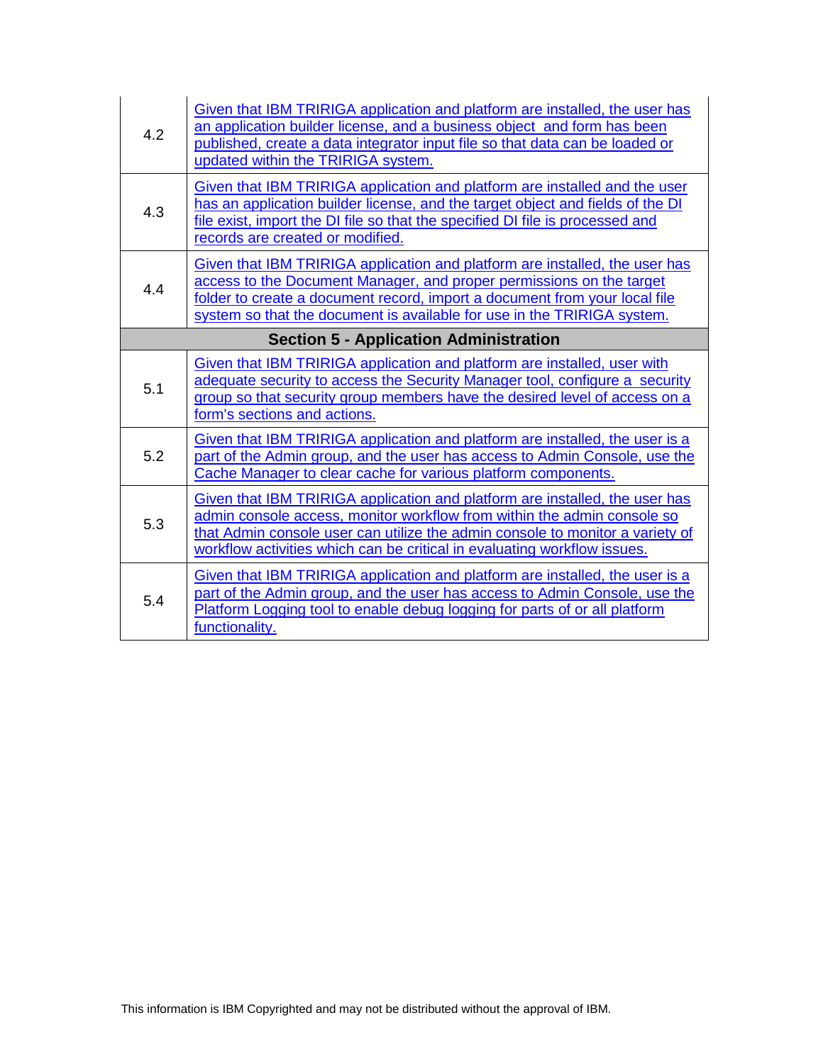| | |
|---|---|
| 4.2 | Given that IBM TRIRIGA application and platform are installed, the user has an application builder license, and a business object  and form has been published, create a data integrator input file so that data can be loaded or updated within the TRIRIGA system. |
| 4.3 | Given that IBM TRIRIGA application and platform are installed and the user has an application builder license, and the target object and fields of the DI file exist, import the DI file so that the specified DI file is processed and records are created or modified. |
| 4.4 | Given that IBM TRIRIGA application and platform are installed, the user has access to the Document Manager, and proper permissions on the target folder to create a document record, import a document from your local file system so that the document is available for use in the TRIRIGA system. |
| **Section 5 - Application Administration** | |
| 5.1 | Given that IBM TRIRIGA application and platform are installed, user with adequate security to access the Security Manager tool, configure a  security group so that security group members have the desired level of access on a form's sections and actions. |
| 5.2 | Given that IBM TRIRIGA application and platform are installed, the user is a part of the Admin group, and the user has access to Admin Console, use the Cache Manager to clear cache for various platform components. |
| 5.3 | Given that IBM TRIRIGA application and platform are installed, the user has admin console access, monitor workflow from within the admin console so that Admin console user can utilize the admin console to monitor a variety of workflow activities which can be critical in evaluating workflow issues. |
| 5.4 | Given that IBM TRIRIGA application and platform are installed, the user is a part of the Admin group, and the user has access to Admin Console, use the Platform Logging tool to enable debug logging for parts of or all platform functionality. |

This information is IBM Copyrighted and may not be distributed without the approval of IBM.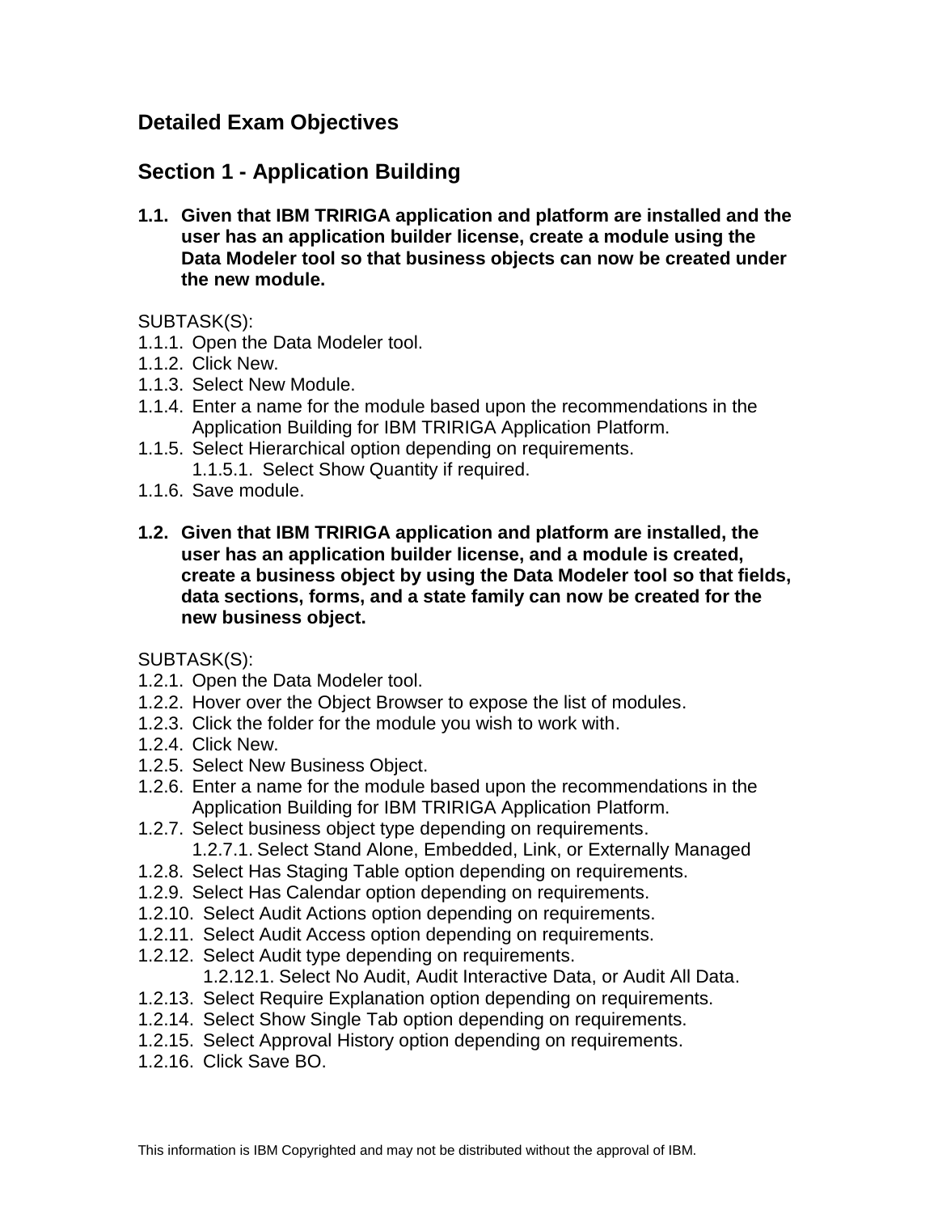## Detailed Exam Objectives

## Section 1 - Application Building

**1.1. Given that IBM TRIRIGA application and platform are installed and the user has an application builder license, create a module using the Data Modeler tool so that business objects can now be created under the new module.**

SUBTASK(S):

1.1.1. Open the Data Modeler tool.
1.1.2. Click New.
1.1.3. Select New Module.
1.1.4. Enter a name for the module based upon the recommendations in the Application Building for IBM TRIRIGA Application Platform.
1.1.5. Select Hierarchical option depending on requirements.
    1.1.5.1. Select Show Quantity if required.
1.1.6. Save module.

**1.2. Given that IBM TRIRIGA application and platform are installed, the user has an application builder license, and a module is created, create a business object by using the Data Modeler tool so that fields, data sections, forms, and a state family can now be created for the new business object.**

SUBTASK(S):

1.2.1. Open the Data Modeler tool.
1.2.2. Hover over the Object Browser to expose the list of modules.
1.2.3. Click the folder for the module you wish to work with.
1.2.4. Click New.
1.2.5. Select New Business Object.
1.2.6. Enter a name for the module based upon the recommendations in the Application Building for IBM TRIRIGA Application Platform.
1.2.7. Select business object type depending on requirements.
    1.2.7.1. Select Stand Alone, Embedded, Link, or Externally Managed
1.2.8. Select Has Staging Table option depending on requirements.
1.2.9. Select Has Calendar option depending on requirements.
1.2.10. Select Audit Actions option depending on requirements.
1.2.11. Select Audit Access option depending on requirements.
1.2.12. Select Audit type depending on requirements.
    1.2.12.1. Select No Audit, Audit Interactive Data, or Audit All Data.
1.2.13. Select Require Explanation option depending on requirements.
1.2.14. Select Show Single Tab option depending on requirements.
1.2.15. Select Approval History option depending on requirements.
1.2.16. Click Save BO.

This information is IBM Copyrighted and may not be distributed without the approval of IBM.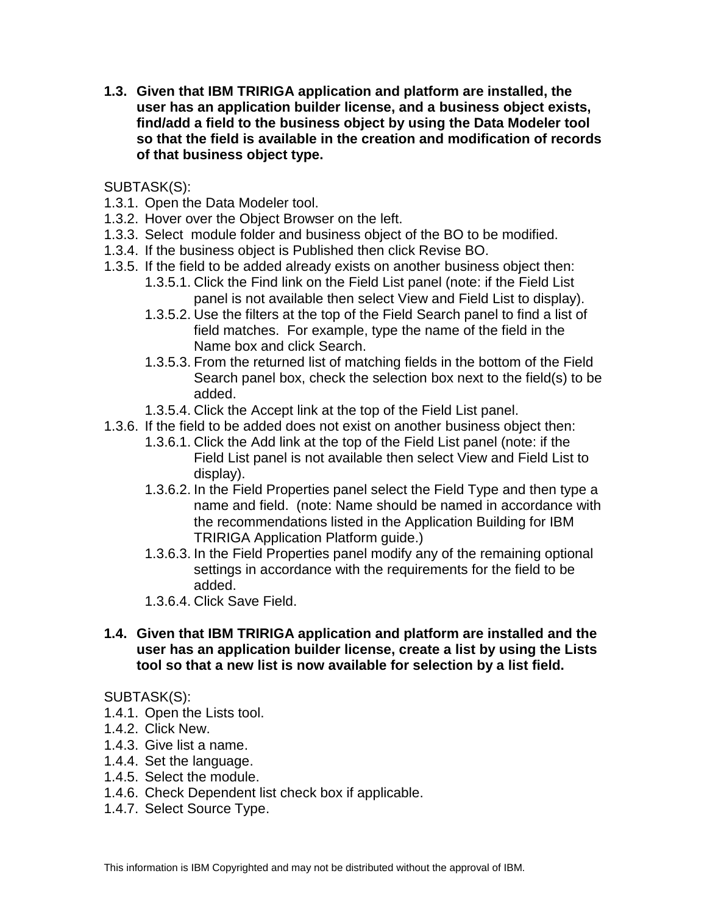**1.3. Given that IBM TRIRIGA application and platform are installed, the user has an application builder license, and a business object exists, find/add a field to the business object by using the Data Modeler tool so that the field is available in the creation and modification of records of that business object type.**

SUBTASK(S):

1.3.1. Open the Data Modeler tool.
1.3.2. Hover over the Object Browser on the left.
1.3.3. Select module folder and business object of the BO to be modified.
1.3.4. If the business object is Published then click Revise BO.
1.3.5. If the field to be added already exists on another business object then:
  - 1.3.5.1. Click the Find link on the Field List panel (note: if the Field List panel is not available then select View and Field List to display).
  - 1.3.5.2. Use the filters at the top of the Field Search panel to find a list of field matches. For example, type the name of the field in the Name box and click Search.
  - 1.3.5.3. From the returned list of matching fields in the bottom of the Field Search panel box, check the selection box next to the field(s) to be added.
  - 1.3.5.4. Click the Accept link at the top of the Field List panel.

1.3.6. If the field to be added does not exist on another business object then:
  - 1.3.6.1. Click the Add link at the top of the Field List panel (note: if the Field List panel is not available then select View and Field List to display).
  - 1.3.6.2. In the Field Properties panel select the Field Type and then type a name and field. (note: Name should be named in accordance with the recommendations listed in the Application Building for IBM TRIRIGA Application Platform guide.)
  - 1.3.6.3. In the Field Properties panel modify any of the remaining optional settings in accordance with the requirements for the field to be added.
  - 1.3.6.4. Click Save Field.

**1.4. Given that IBM TRIRIGA application and platform are installed and the user has an application builder license, create a list by using the Lists tool so that a new list is now available for selection by a list field.**

SUBTASK(S):

1.4.1. Open the Lists tool.
1.4.2. Click New.
1.4.3. Give list a name.
1.4.4. Set the language.
1.4.5. Select the module.
1.4.6. Check Dependent list check box if applicable.
1.4.7. Select Source Type.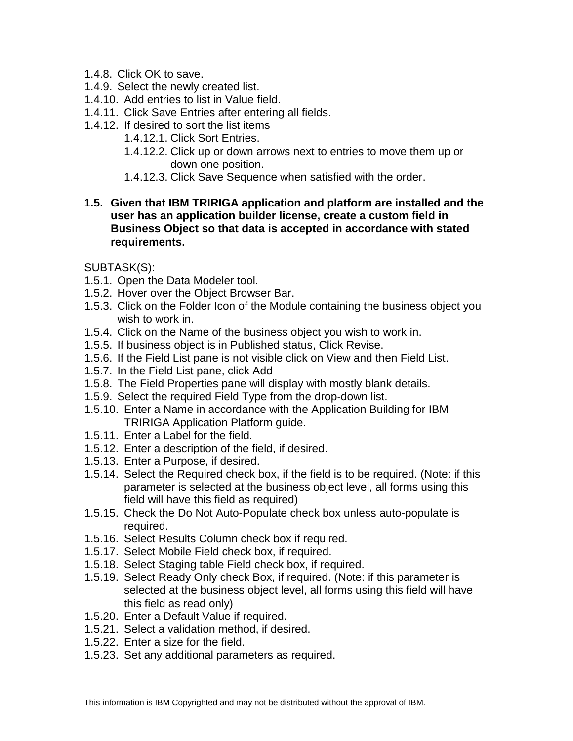1.4.8. Click OK to save.
1.4.9. Select the newly created list.
1.4.10. Add entries to list in Value field.
1.4.11. Click Save Entries after entering all fields.
1.4.12. If desired to sort the list items
    1.4.12.1. Click Sort Entries.
    1.4.12.2. Click up or down arrows next to entries to move them up or down one position.
    1.4.12.3. Click Save Sequence when satisfied with the order.

**1.5. Given that IBM TRIRIGA application and platform are installed and the user has an application builder license, create a custom field in Business Object so that data is accepted in accordance with stated requirements.**

SUBTASK(S):

1.5.1. Open the Data Modeler tool.
1.5.2. Hover over the Object Browser Bar.
1.5.3. Click on the Folder Icon of the Module containing the business object you wish to work in.
1.5.4. Click on the Name of the business object you wish to work in.
1.5.5. If business object is in Published status, Click Revise.
1.5.6. If the Field List pane is not visible click on View and then Field List.
1.5.7. In the Field List pane, click Add
1.5.8. The Field Properties pane will display with mostly blank details.
1.5.9. Select the required Field Type from the drop-down list.
1.5.10. Enter a Name in accordance with the Application Building for IBM TRIRIGA Application Platform guide.
1.5.11. Enter a Label for the field.
1.5.12. Enter a description of the field, if desired.
1.5.13. Enter a Purpose, if desired.
1.5.14. Select the Required check box, if the field is to be required. (Note: if this parameter is selected at the business object level, all forms using this field will have this field as required)
1.5.15. Check the Do Not Auto-Populate check box unless auto-populate is required.
1.5.16. Select Results Column check box if required.
1.5.17. Select Mobile Field check box, if required.
1.5.18. Select Staging table Field check box, if required.
1.5.19. Select Ready Only check Box, if required. (Note: if this parameter is selected at the business object level, all forms using this field will have this field as read only)
1.5.20. Enter a Default Value if required.
1.5.21. Select a validation method, if desired.
1.5.22. Enter a size for the field.
1.5.23. Set any additional parameters as required.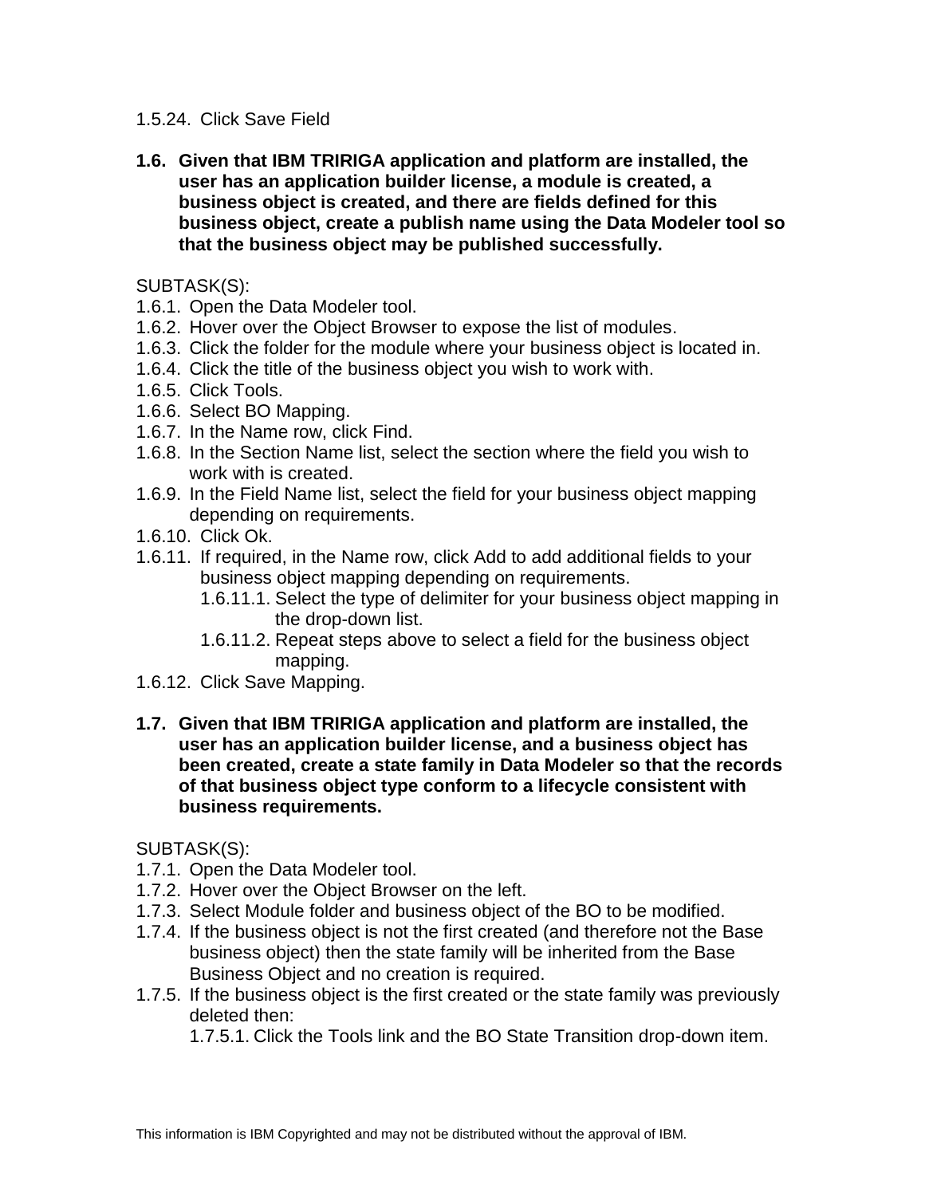1.5.24. Click Save Field

**1.6. Given that IBM TRIRIGA application and platform are installed, the user has an application builder license, a module is created, a business object is created, and there are fields defined for this business object, create a publish name using the Data Modeler tool so that the business object may be published successfully.**

SUBTASK(S):

1.6.1. Open the Data Modeler tool.
1.6.2. Hover over the Object Browser to expose the list of modules.
1.6.3. Click the folder for the module where your business object is located in.
1.6.4. Click the title of the business object you wish to work with.
1.6.5. Click Tools.
1.6.6. Select BO Mapping.
1.6.7. In the Name row, click Find.
1.6.8. In the Section Name list, select the section where the field you wish to work with is created.
1.6.9. In the Field Name list, select the field for your business object mapping depending on requirements.
1.6.10. Click Ok.
1.6.11. If required, in the Name row, click Add to add additional fields to your business object mapping depending on requirements.
    1.6.11.1. Select the type of delimiter for your business object mapping in the drop-down list.
    1.6.11.2. Repeat steps above to select a field for the business object mapping.
1.6.12. Click Save Mapping.

**1.7. Given that IBM TRIRIGA application and platform are installed, the user has an application builder license, and a business object has been created, create a state family in Data Modeler so that the records of that business object type conform to a lifecycle consistent with business requirements.**

SUBTASK(S):

1.7.1. Open the Data Modeler tool.
1.7.2. Hover over the Object Browser on the left.
1.7.3. Select Module folder and business object of the BO to be modified.
1.7.4. If the business object is not the first created (and therefore not the Base business object) then the state family will be inherited from the Base Business Object and no creation is required.
1.7.5. If the business object is the first created or the state family was previously deleted then:
    1.7.5.1. Click the Tools link and the BO State Transition drop-down item.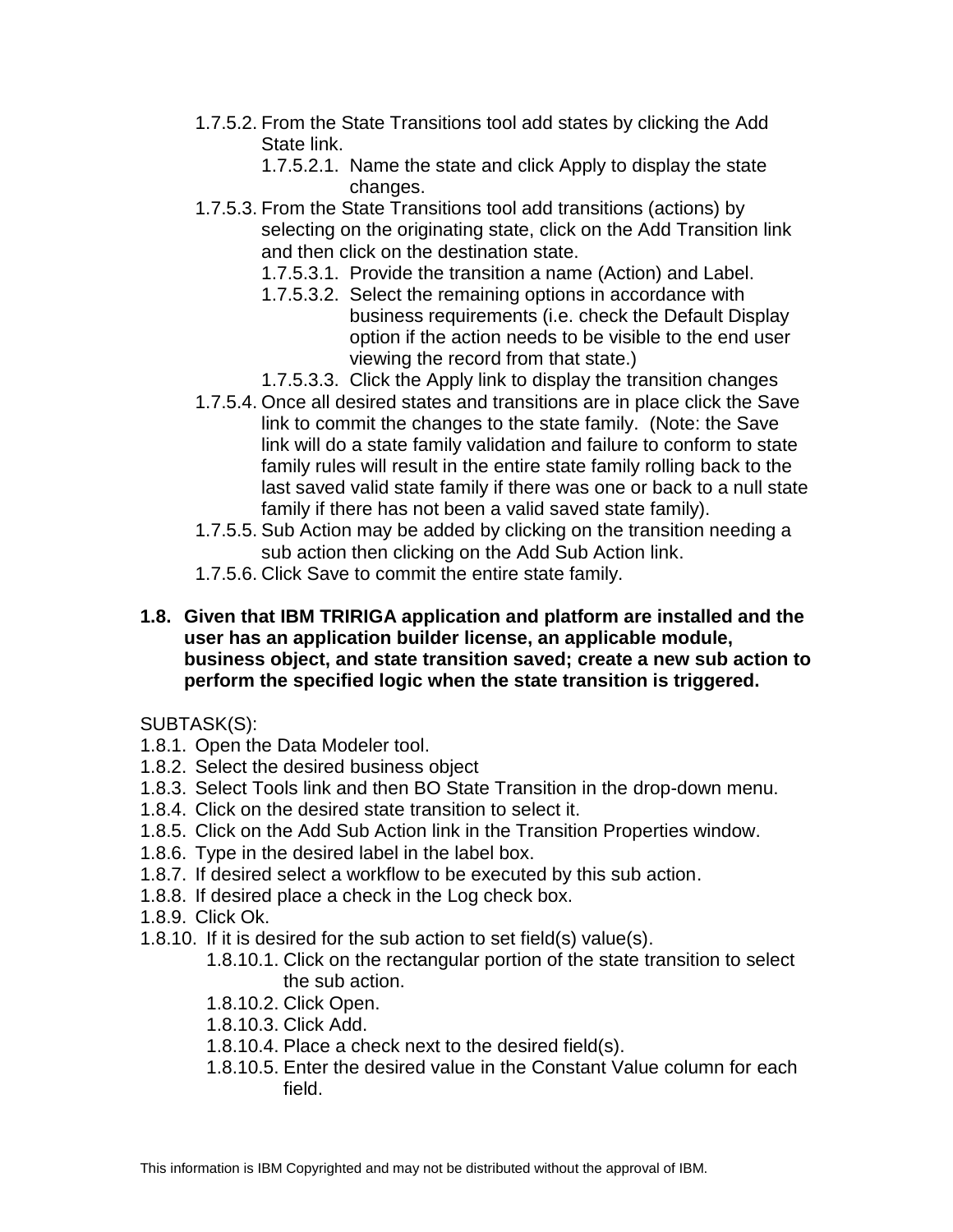- 1.7.5.2. From the State Transitions tool add states by clicking the Add State link.
  - 1.7.5.2.1. Name the state and click Apply to display the state changes.
- 1.7.5.3. From the State Transitions tool add transitions (actions) by selecting on the originating state, click on the Add Transition link and then click on the destination state.
  - 1.7.5.3.1. Provide the transition a name (Action) and Label.
  - 1.7.5.3.2. Select the remaining options in accordance with business requirements (i.e. check the Default Display option if the action needs to be visible to the end user viewing the record from that state.)
  - 1.7.5.3.3. Click the Apply link to display the transition changes
- 1.7.5.4. Once all desired states and transitions are in place click the Save link to commit the changes to the state family. (Note: the Save link will do a state family validation and failure to conform to state family rules will result in the entire state family rolling back to the last saved valid state family if there was one or back to a null state family if there has not been a valid saved state family).
- 1.7.5.5. Sub Action may be added by clicking on the transition needing a sub action then clicking on the Add Sub Action link.
- 1.7.5.6. Click Save to commit the entire state family.

**1.8. Given that IBM TRIRIGA application and platform are installed and the user has an application builder license, an applicable module, business object, and state transition saved; create a new sub action to perform the specified logic when the state transition is triggered.**

SUBTASK(S):

- 1.8.1. Open the Data Modeler tool.
- 1.8.2. Select the desired business object
- 1.8.3. Select Tools link and then BO State Transition in the drop-down menu.
- 1.8.4. Click on the desired state transition to select it.
- 1.8.5. Click on the Add Sub Action link in the Transition Properties window.
- 1.8.6. Type in the desired label in the label box.
- 1.8.7. If desired select a workflow to be executed by this sub action.
- 1.8.8. If desired place a check in the Log check box.
- 1.8.9. Click Ok.
- 1.8.10. If it is desired for the sub action to set field(s) value(s).
  - 1.8.10.1. Click on the rectangular portion of the state transition to select the sub action.
  - 1.8.10.2. Click Open.
  - 1.8.10.3. Click Add.
  - 1.8.10.4. Place a check next to the desired field(s).
  - 1.8.10.5. Enter the desired value in the Constant Value column for each field.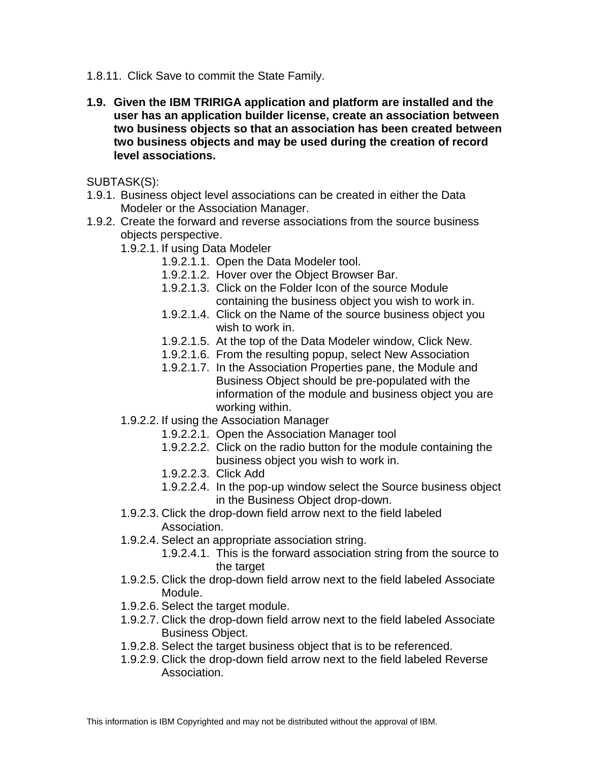1.8.11. Click Save to commit the State Family.

**1.9. Given the IBM TRIRIGA application and platform are installed and the user has an application builder license, create an association between two business objects so that an association has been created between two business objects and may be used during the creation of record level associations.**

SUBTASK(S):

- 1.9.1. Business object level associations can be created in either the Data Modeler or the Association Manager.
- 1.9.2. Create the forward and reverse associations from the source business objects perspective.
  - 1.9.2.1. If using Data Modeler
    - 1.9.2.1.1. Open the Data Modeler tool.
    - 1.9.2.1.2. Hover over the Object Browser Bar.
    - 1.9.2.1.3. Click on the Folder Icon of the source Module containing the business object you wish to work in.
    - 1.9.2.1.4. Click on the Name of the source business object you wish to work in.
    - 1.9.2.1.5. At the top of the Data Modeler window, Click New.
    - 1.9.2.1.6. From the resulting popup, select New Association
    - 1.9.2.1.7. In the Association Properties pane, the Module and Business Object should be pre-populated with the information of the module and business object you are working within.
  - 1.9.2.2. If using the Association Manager
    - 1.9.2.2.1. Open the Association Manager tool
    - 1.9.2.2.2. Click on the radio button for the module containing the business object you wish to work in.
    - 1.9.2.2.3. Click Add
    - 1.9.2.2.4. In the pop-up window select the Source business object in the Business Object drop-down.
  - 1.9.2.3. Click the drop-down field arrow next to the field labeled Association.
  - 1.9.2.4. Select an appropriate association string.
    - 1.9.2.4.1. This is the forward association string from the source to the target
  - 1.9.2.5. Click the drop-down field arrow next to the field labeled Associate Module.
  - 1.9.2.6. Select the target module.
  - 1.9.2.7. Click the drop-down field arrow next to the field labeled Associate Business Object.
  - 1.9.2.8. Select the target business object that is to be referenced.
  - 1.9.2.9. Click the drop-down field arrow next to the field labeled Reverse Association.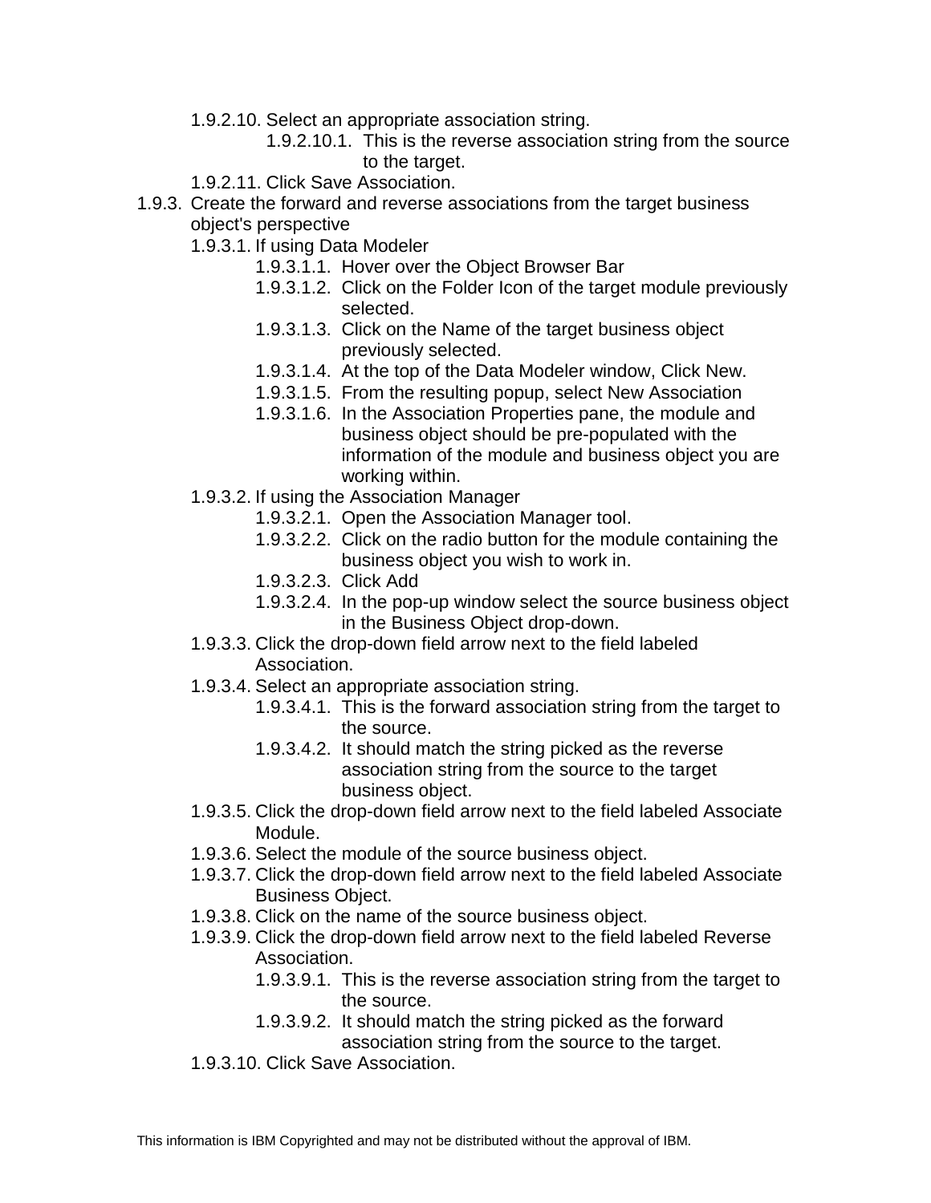- 1.9.2.10. Select an appropriate association string.
    - 1.9.2.10.1. This is the reverse association string from the source to the target.
- 1.9.2.11. Click Save Association.

1.9.3. Create the forward and reverse associations from the target business object's perspective

- 1.9.3.1. If using Data Modeler
    - 1.9.3.1.1. Hover over the Object Browser Bar
    - 1.9.3.1.2. Click on the Folder Icon of the target module previously selected.
    - 1.9.3.1.3. Click on the Name of the target business object previously selected.
    - 1.9.3.1.4. At the top of the Data Modeler window, Click New.
    - 1.9.3.1.5. From the resulting popup, select New Association
    - 1.9.3.1.6. In the Association Properties pane, the module and business object should be pre-populated with the information of the module and business object you are working within.
- 1.9.3.2. If using the Association Manager
    - 1.9.3.2.1. Open the Association Manager tool.
    - 1.9.3.2.2. Click on the radio button for the module containing the business object you wish to work in.
    - 1.9.3.2.3. Click Add
    - 1.9.3.2.4. In the pop-up window select the source business object in the Business Object drop-down.
- 1.9.3.3. Click the drop-down field arrow next to the field labeled Association.
- 1.9.3.4. Select an appropriate association string.
    - 1.9.3.4.1. This is the forward association string from the target to the source.
    - 1.9.3.4.2. It should match the string picked as the reverse association string from the source to the target business object.
- 1.9.3.5. Click the drop-down field arrow next to the field labeled Associate Module.
- 1.9.3.6. Select the module of the source business object.
- 1.9.3.7. Click the drop-down field arrow next to the field labeled Associate Business Object.
- 1.9.3.8. Click on the name of the source business object.
- 1.9.3.9. Click the drop-down field arrow next to the field labeled Reverse Association.
    - 1.9.3.9.1. This is the reverse association string from the target to the source.
    - 1.9.3.9.2. It should match the string picked as the forward association string from the source to the target.
- 1.9.3.10. Click Save Association.

This information is IBM Copyrighted and may not be distributed without the approval of IBM.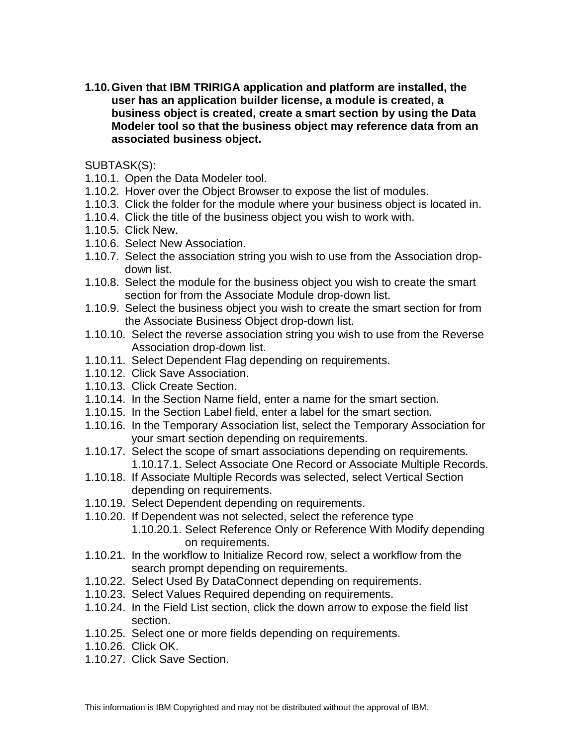**1.10. Given that IBM TRIRIGA application and platform are installed, the user has an application builder license, a module is created, a business object is created, create a smart section by using the Data Modeler tool so that the business object may reference data from an associated business object.**

SUBTASK(S):

1.10.1. Open the Data Modeler tool.
1.10.2. Hover over the Object Browser to expose the list of modules.
1.10.3. Click the folder for the module where your business object is located in.
1.10.4. Click the title of the business object you wish to work with.
1.10.5. Click New.
1.10.6. Select New Association.
1.10.7. Select the association string you wish to use from the Association drop-down list.
1.10.8. Select the module for the business object you wish to create the smart section for from the Associate Module drop-down list.
1.10.9. Select the business object you wish to create the smart section for from the Associate Business Object drop-down list.
1.10.10. Select the reverse association string you wish to use from the Reverse Association drop-down list.
1.10.11. Select Dependent Flag depending on requirements.
1.10.12. Click Save Association.
1.10.13. Click Create Section.
1.10.14. In the Section Name field, enter a name for the smart section.
1.10.15. In the Section Label field, enter a label for the smart section.
1.10.16. In the Temporary Association list, select the Temporary Association for your smart section depending on requirements.
1.10.17. Select the scope of smart associations depending on requirements.
    1.10.17.1. Select Associate One Record or Associate Multiple Records.
1.10.18. If Associate Multiple Records was selected, select Vertical Section depending on requirements.
1.10.19. Select Dependent depending on requirements.
1.10.20. If Dependent was not selected, select the reference type
    1.10.20.1. Select Reference Only or Reference With Modify depending on requirements.
1.10.21. In the workflow to Initialize Record row, select a workflow from the search prompt depending on requirements.
1.10.22. Select Used By DataConnect depending on requirements.
1.10.23. Select Values Required depending on requirements.
1.10.24. In the Field List section, click the down arrow to expose the field list section.
1.10.25. Select one or more fields depending on requirements.
1.10.26. Click OK.
1.10.27. Click Save Section.

This information is IBM Copyrighted and may not be distributed without the approval of IBM.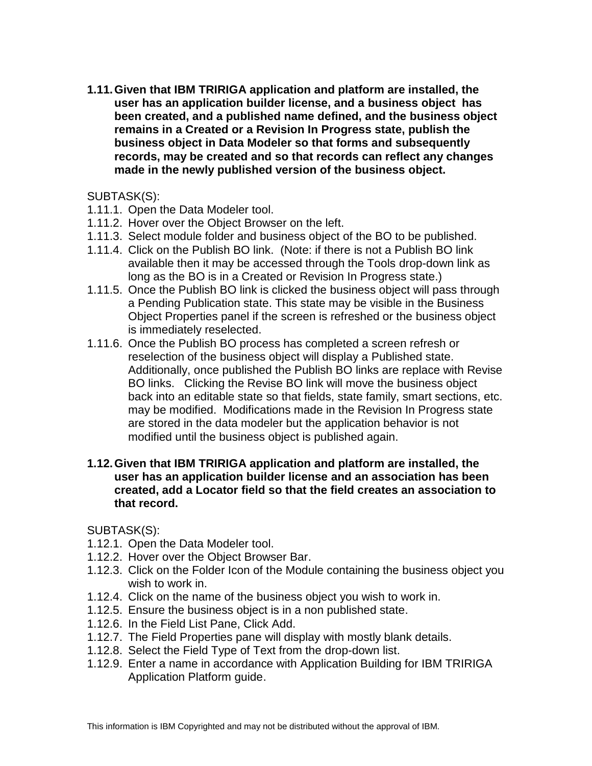**1.11. Given that IBM TRIRIGA application and platform are installed, the user has an application builder license, and a business object has been created, and a published name defined, and the business object remains in a Created or a Revision In Progress state, publish the business object in Data Modeler so that forms and subsequently records, may be created and so that records can reflect any changes made in the newly published version of the business object.**

SUBTASK(S):

1.11.1. Open the Data Modeler tool.
1.11.2. Hover over the Object Browser on the left.
1.11.3. Select module folder and business object of the BO to be published.
1.11.4. Click on the Publish BO link. (Note: if there is not a Publish BO link available then it may be accessed through the Tools drop-down link as long as the BO is in a Created or Revision In Progress state.)
1.11.5. Once the Publish BO link is clicked the business object will pass through a Pending Publication state. This state may be visible in the Business Object Properties panel if the screen is refreshed or the business object is immediately reselected.
1.11.6. Once the Publish BO process has completed a screen refresh or reselection of the business object will display a Published state. Additionally, once published the Publish BO links are replace with Revise BO links. Clicking the Revise BO link will move the business object back into an editable state so that fields, state family, smart sections, etc. may be modified. Modifications made in the Revision In Progress state are stored in the data modeler but the application behavior is not modified until the business object is published again.

**1.12. Given that IBM TRIRIGA application and platform are installed, the user has an application builder license and an association has been created, add a Locator field so that the field creates an association to that record.**

SUBTASK(S):

1.12.1. Open the Data Modeler tool.
1.12.2. Hover over the Object Browser Bar.
1.12.3. Click on the Folder Icon of the Module containing the business object you wish to work in.
1.12.4. Click on the name of the business object you wish to work in.
1.12.5. Ensure the business object is in a non published state.
1.12.6. In the Field List Pane, Click Add.
1.12.7. The Field Properties pane will display with mostly blank details.
1.12.8. Select the Field Type of Text from the drop-down list.
1.12.9. Enter a name in accordance with Application Building for IBM TRIRIGA Application Platform guide.

This information is IBM Copyrighted and may not be distributed without the approval of IBM.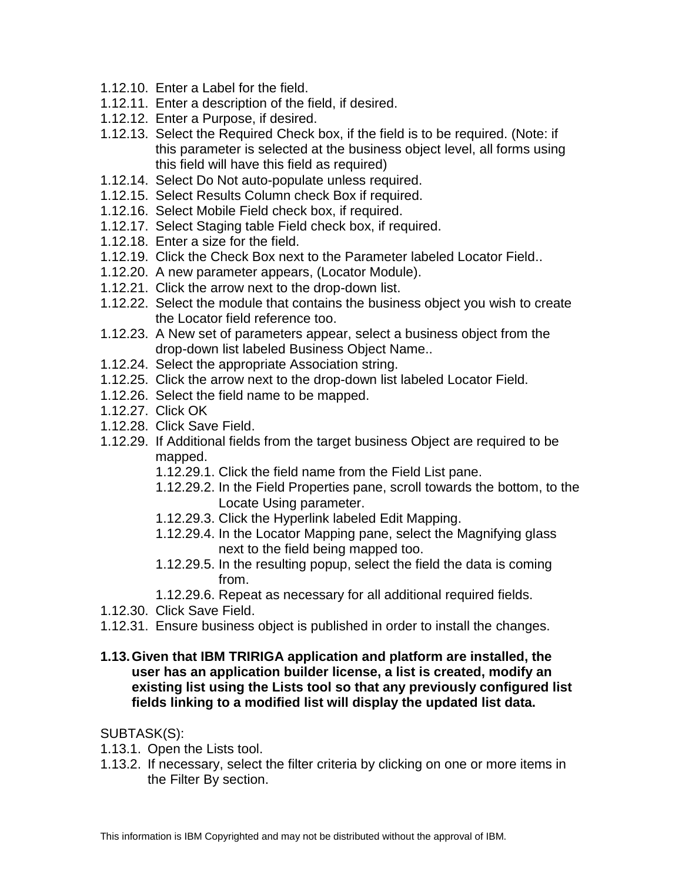1.12.10. Enter a Label for the field.
1.12.11. Enter a description of the field, if desired.
1.12.12. Enter a Purpose, if desired.
1.12.13. Select the Required Check box, if the field is to be required. (Note: if this parameter is selected at the business object level, all forms using this field will have this field as required)
1.12.14. Select Do Not auto-populate unless required.
1.12.15. Select Results Column check Box if required.
1.12.16. Select Mobile Field check box, if required.
1.12.17. Select Staging table Field check box, if required.
1.12.18. Enter a size for the field.
1.12.19. Click the Check Box next to the Parameter labeled Locator Field..
1.12.20. A new parameter appears, (Locator Module).
1.12.21. Click the arrow next to the drop-down list.
1.12.22. Select the module that contains the business object you wish to create the Locator field reference too.
1.12.23. A New set of parameters appear, select a business object from the drop-down list labeled Business Object Name..
1.12.24. Select the appropriate Association string.
1.12.25. Click the arrow next to the drop-down list labeled Locator Field.
1.12.26. Select the field name to be mapped.
1.12.27. Click OK
1.12.28. Click Save Field.
1.12.29. If Additional fields from the target business Object are required to be mapped.
   - 1.12.29.1. Click the field name from the Field List pane.
   - 1.12.29.2. In the Field Properties pane, scroll towards the bottom, to the Locate Using parameter.
   - 1.12.29.3. Click the Hyperlink labeled Edit Mapping.
   - 1.12.29.4. In the Locator Mapping pane, select the Magnifying glass next to the field being mapped too.
   - 1.12.29.5. In the resulting popup, select the field the data is coming from.
   - 1.12.29.6. Repeat as necessary for all additional required fields.

1.12.30. Click Save Field.
1.12.31. Ensure business object is published in order to install the changes.

**1.13. Given that IBM TRIRIGA application and platform are installed, the user has an application builder license, a list is created, modify an existing list using the Lists tool so that any previously configured list fields linking to a modified list will display the updated list data.**

SUBTASK(S):

1.13.1. Open the Lists tool.
1.13.2. If necessary, select the filter criteria by clicking on one or more items in the Filter By section.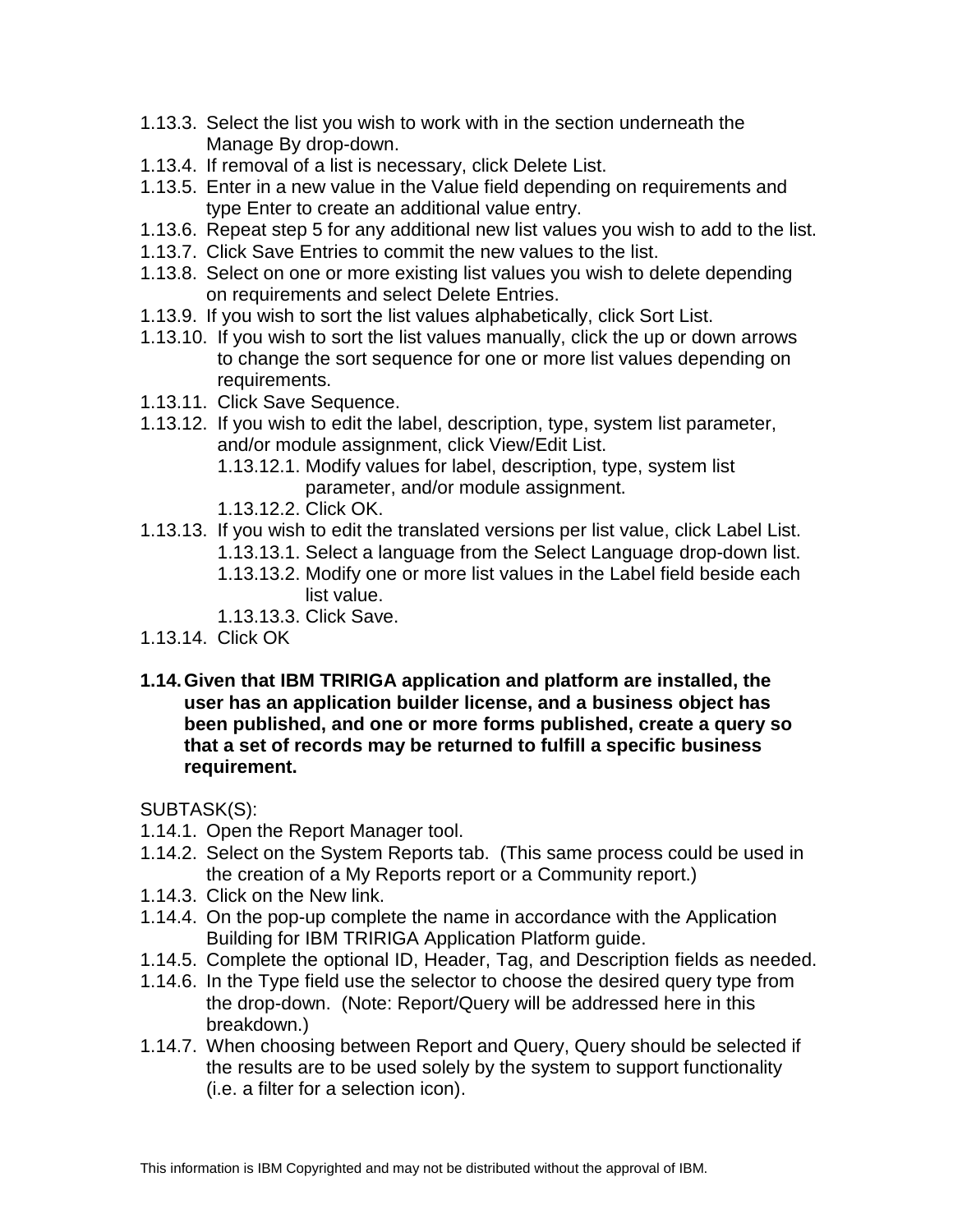1.13.3. Select the list you wish to work with in the section underneath the Manage By drop-down.
1.13.4. If removal of a list is necessary, click Delete List.
1.13.5. Enter in a new value in the Value field depending on requirements and type Enter to create an additional value entry.
1.13.6. Repeat step 5 for any additional new list values you wish to add to the list.
1.13.7. Click Save Entries to commit the new values to the list.
1.13.8. Select on one or more existing list values you wish to delete depending on requirements and select Delete Entries.
1.13.9. If you wish to sort the list values alphabetically, click Sort List.
1.13.10. If you wish to sort the list values manually, click the up or down arrows to change the sort sequence for one or more list values depending on requirements.
1.13.11. Click Save Sequence.
1.13.12. If you wish to edit the label, description, type, system list parameter, and/or module assignment, click View/Edit List.
    1.13.12.1. Modify values for label, description, type, system list parameter, and/or module assignment.
    1.13.12.2. Click OK.
1.13.13. If you wish to edit the translated versions per list value, click Label List.
    1.13.13.1. Select a language from the Select Language drop-down list.
    1.13.13.2. Modify one or more list values in the Label field beside each list value.
    1.13.13.3. Click Save.
1.13.14. Click OK

**1.14. Given that IBM TRIRIGA application and platform are installed, the user has an application builder license, and a business object has been published, and one or more forms published, create a query so that a set of records may be returned to fulfill a specific business requirement.**

SUBTASK(S):

1.14.1. Open the Report Manager tool.
1.14.2. Select on the System Reports tab. (This same process could be used in the creation of a My Reports report or a Community report.)
1.14.3. Click on the New link.
1.14.4. On the pop-up complete the name in accordance with the Application Building for IBM TRIRIGA Application Platform guide.
1.14.5. Complete the optional ID, Header, Tag, and Description fields as needed.
1.14.6. In the Type field use the selector to choose the desired query type from the drop-down. (Note: Report/Query will be addressed here in this breakdown.)
1.14.7. When choosing between Report and Query, Query should be selected if the results are to be used solely by the system to support functionality (i.e. a filter for a selection icon).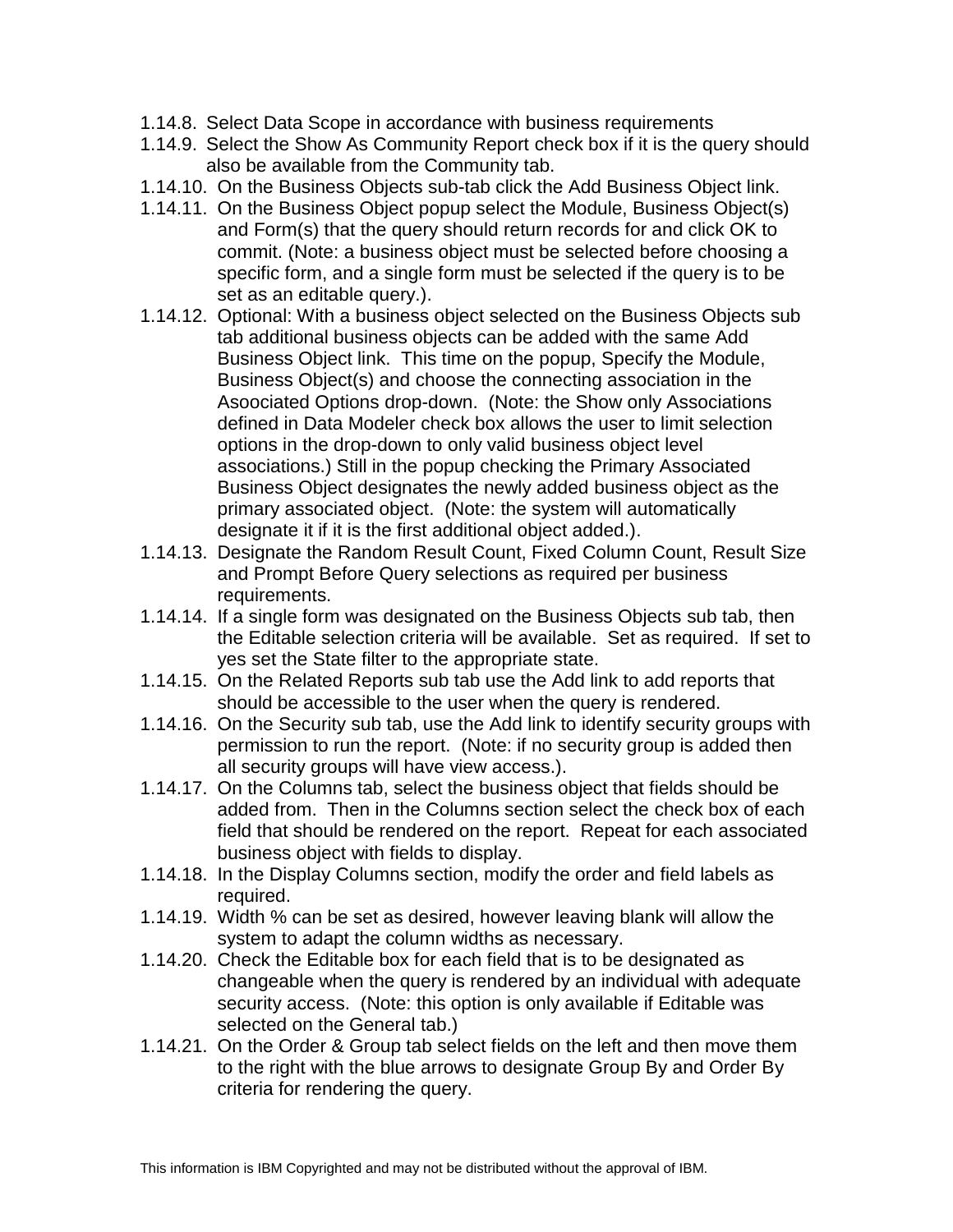1.14.8. Select Data Scope in accordance with business requirements

1.14.9. Select the Show As Community Report check box if it is the query should also be available from the Community tab.

1.14.10. On the Business Objects sub-tab click the Add Business Object link.

1.14.11. On the Business Object popup select the Module, Business Object(s) and Form(s) that the query should return records for and click OK to commit. (Note: a business object must be selected before choosing a specific form, and a single form must be selected if the query is to be set as an editable query.).

1.14.12. Optional: With a business object selected on the Business Objects sub tab additional business objects can be added with the same Add Business Object link. This time on the popup, Specify the Module, Business Object(s) and choose the connecting association in the Asoociated Options drop-down. (Note: the Show only Associations defined in Data Modeler check box allows the user to limit selection options in the drop-down to only valid business object level associations.) Still in the popup checking the Primary Associated Business Object designates the newly added business object as the primary associated object. (Note: the system will automatically designate it if it is the first additional object added.).

1.14.13. Designate the Random Result Count, Fixed Column Count, Result Size and Prompt Before Query selections as required per business requirements.

1.14.14. If a single form was designated on the Business Objects sub tab, then the Editable selection criteria will be available. Set as required. If set to yes set the State filter to the appropriate state.

1.14.15. On the Related Reports sub tab use the Add link to add reports that should be accessible to the user when the query is rendered.

1.14.16. On the Security sub tab, use the Add link to identify security groups with permission to run the report. (Note: if no security group is added then all security groups will have view access.).

1.14.17. On the Columns tab, select the business object that fields should be added from. Then in the Columns section select the check box of each field that should be rendered on the report. Repeat for each associated business object with fields to display.

1.14.18. In the Display Columns section, modify the order and field labels as required.

1.14.19. Width % can be set as desired, however leaving blank will allow the system to adapt the column widths as necessary.

1.14.20. Check the Editable box for each field that is to be designated as changeable when the query is rendered by an individual with adequate security access. (Note: this option is only available if Editable was selected on the General tab.)

1.14.21. On the Order & Group tab select fields on the left and then move them to the right with the blue arrows to designate Group By and Order By criteria for rendering the query.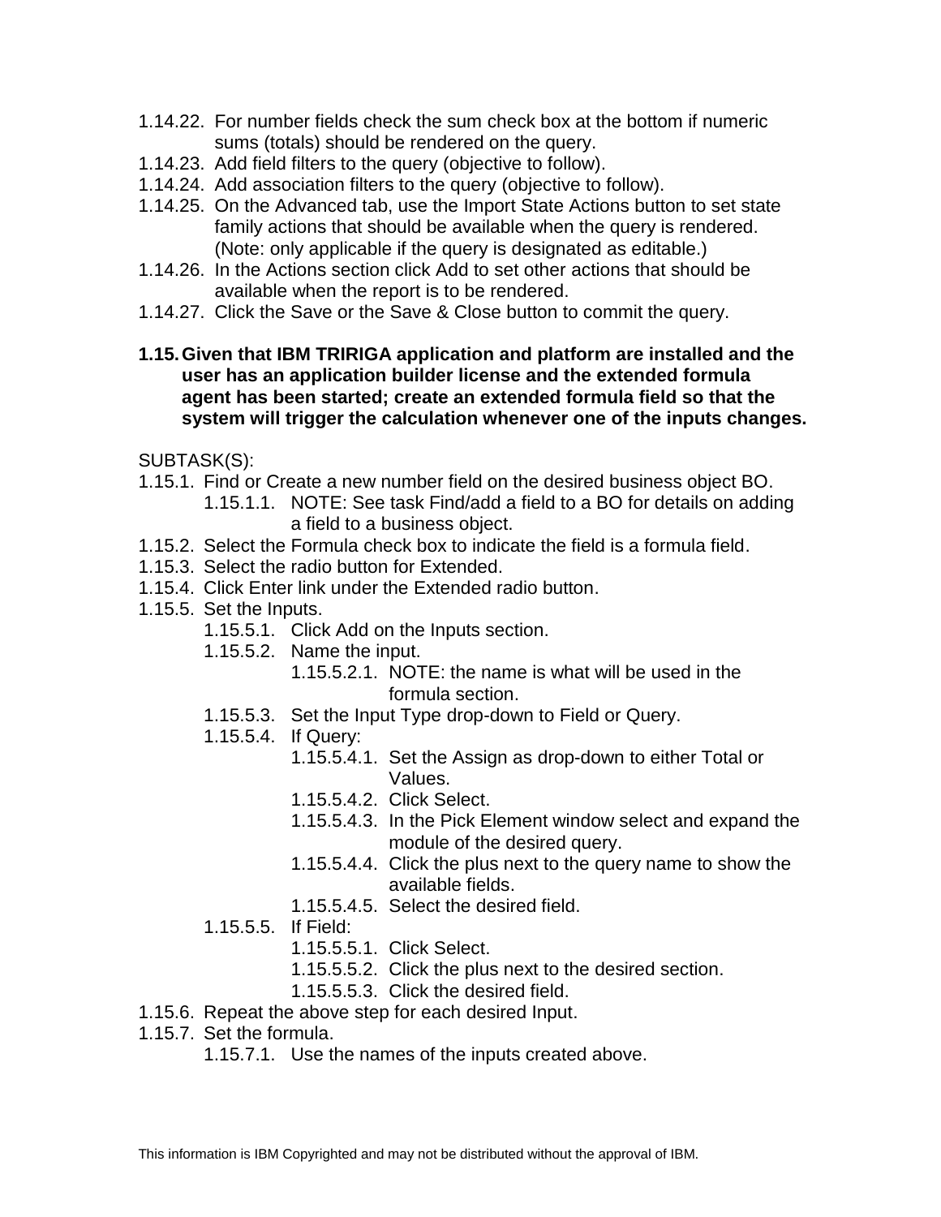1.14.22. For number fields check the sum check box at the bottom if numeric sums (totals) should be rendered on the query.
1.14.23. Add field filters to the query (objective to follow).
1.14.24. Add association filters to the query (objective to follow).
1.14.25. On the Advanced tab, use the Import State Actions button to set state family actions that should be available when the query is rendered. (Note: only applicable if the query is designated as editable.)
1.14.26. In the Actions section click Add to set other actions that should be available when the report is to be rendered.
1.14.27. Click the Save or the Save & Close button to commit the query.

**1.15. Given that IBM TRIRIGA application and platform are installed and the user has an application builder license and the extended formula agent has been started; create an extended formula field so that the system will trigger the calculation whenever one of the inputs changes.**

SUBTASK(S):

1.15.1. Find or Create a new number field on the desired business object BO.
    1.15.1.1. NOTE: See task Find/add a field to a BO for details on adding a field to a business object.
1.15.2. Select the Formula check box to indicate the field is a formula field.
1.15.3. Select the radio button for Extended.
1.15.4. Click Enter link under the Extended radio button.
1.15.5. Set the Inputs.
    1.15.5.1. Click Add on the Inputs section.
    1.15.5.2. Name the input.
        1.15.5.2.1. NOTE: the name is what will be used in the formula section.
    1.15.5.3. Set the Input Type drop-down to Field or Query.
    1.15.5.4. If Query:
        1.15.5.4.1. Set the Assign as drop-down to either Total or Values.
        1.15.5.4.2. Click Select.
        1.15.5.4.3. In the Pick Element window select and expand the module of the desired query.
        1.15.5.4.4. Click the plus next to the query name to show the available fields.
        1.15.5.4.5. Select the desired field.
    1.15.5.5. If Field:
        1.15.5.5.1. Click Select.
        1.15.5.5.2. Click the plus next to the desired section.
        1.15.5.5.3. Click the desired field.
1.15.6. Repeat the above step for each desired Input.
1.15.7. Set the formula.
    1.15.7.1. Use the names of the inputs created above.

This information is IBM Copyrighted and may not be distributed without the approval of IBM.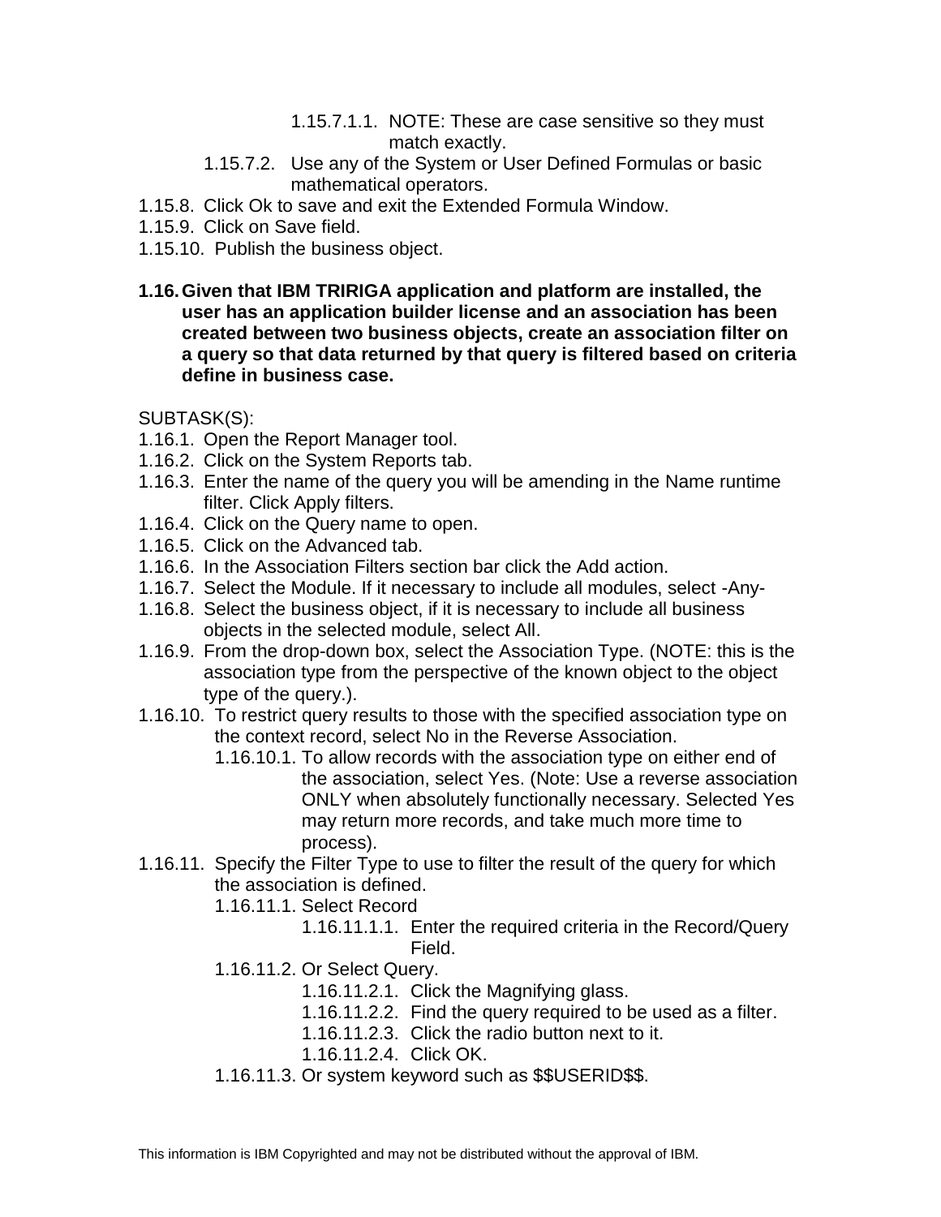1.15.7.1.1. NOTE: These are case sensitive so they must match exactly.

1.15.7.2. Use any of the System or User Defined Formulas or basic mathematical operators.

1.15.8. Click Ok to save and exit the Extended Formula Window.

1.15.9. Click on Save field.

1.15.10. Publish the business object.

**1.16. Given that IBM TRIRIGA application and platform are installed, the user has an application builder license and an association has been created between two business objects, create an association filter on a query so that data returned by that query is filtered based on criteria define in business case.**

SUBTASK(S):

1.16.1. Open the Report Manager tool.

1.16.2. Click on the System Reports tab.

1.16.3. Enter the name of the query you will be amending in the Name runtime filter. Click Apply filters.

1.16.4. Click on the Query name to open.

1.16.5. Click on the Advanced tab.

1.16.6. In the Association Filters section bar click the Add action.

1.16.7. Select the Module. If it necessary to include all modules, select -Any-

1.16.8. Select the business object, if it is necessary to include all business objects in the selected module, select All.

1.16.9. From the drop-down box, select the Association Type. (NOTE: this is the association type from the perspective of the known object to the object type of the query.).

1.16.10. To restrict query results to those with the specified association type on the context record, select No in the Reverse Association.

1.16.10.1. To allow records with the association type on either end of the association, select Yes. (Note: Use a reverse association ONLY when absolutely functionally necessary. Selected Yes may return more records, and take much more time to process).

1.16.11. Specify the Filter Type to use to filter the result of the query for which the association is defined.

1.16.11.1. Select Record

1.16.11.1.1. Enter the required criteria in the Record/Query Field.

1.16.11.2. Or Select Query.

1.16.11.2.1. Click the Magnifying glass.

1.16.11.2.2. Find the query required to be used as a filter.

1.16.11.2.3. Click the radio button next to it.

1.16.11.2.4. Click OK.

1.16.11.3. Or system keyword such as $$USERID$$.

This information is IBM Copyrighted and may not be distributed without the approval of IBM.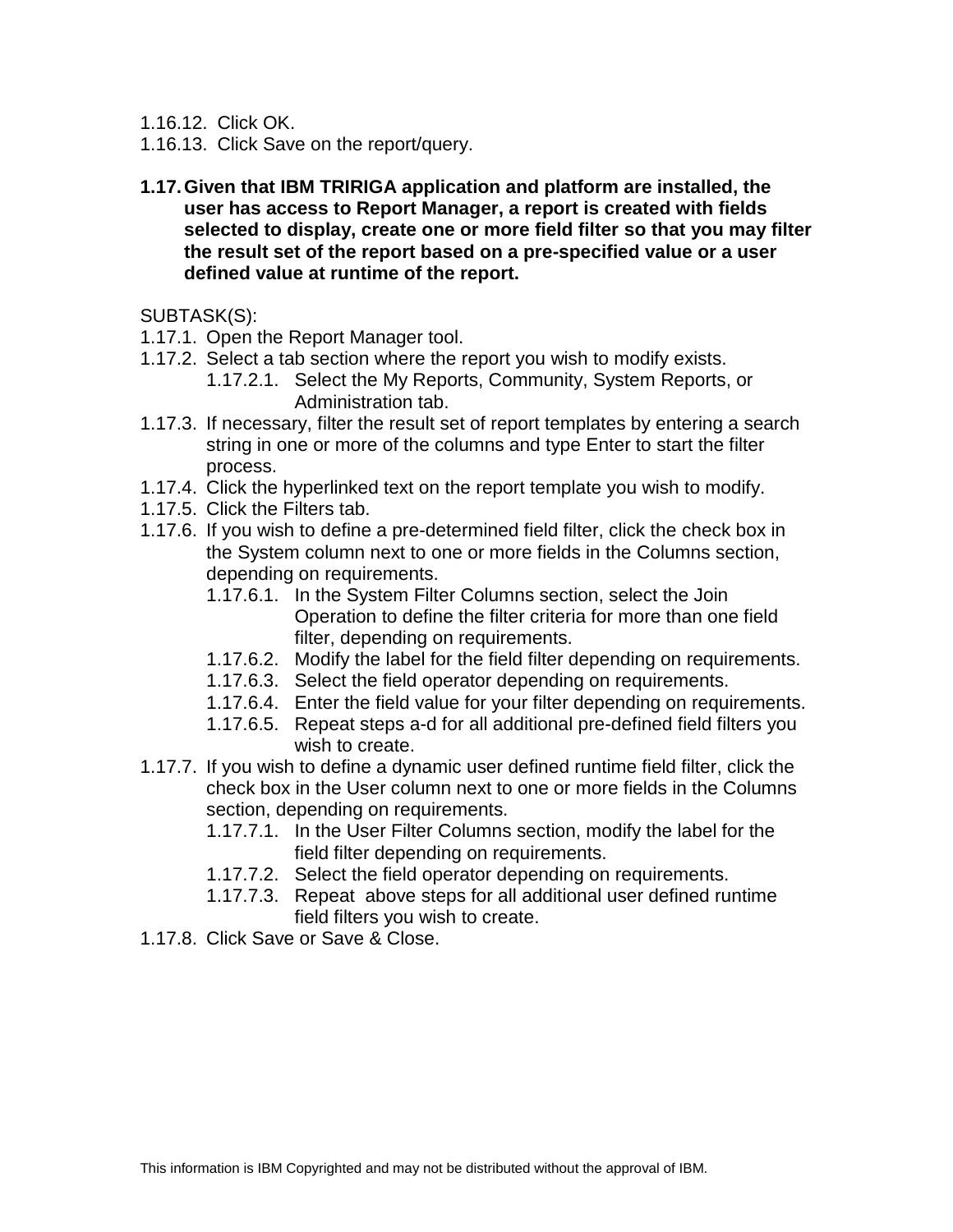1.16.12. Click OK.
1.16.13. Click Save on the report/query.

**1.17. Given that IBM TRIRIGA application and platform are installed, the user has access to Report Manager, a report is created with fields selected to display, create one or more field filter so that you may filter the result set of the report based on a pre-specified value or a user defined value at runtime of the report.**

SUBTASK(S):

1.17.1. Open the Report Manager tool.
1.17.2. Select a tab section where the report you wish to modify exists.
  1.17.2.1. Select the My Reports, Community, System Reports, or Administration tab.
1.17.3. If necessary, filter the result set of report templates by entering a search string in one or more of the columns and type Enter to start the filter process.
1.17.4. Click the hyperlinked text on the report template you wish to modify.
1.17.5. Click the Filters tab.
1.17.6. If you wish to define a pre-determined field filter, click the check box in the System column next to one or more fields in the Columns section, depending on requirements.
  1.17.6.1. In the System Filter Columns section, select the Join Operation to define the filter criteria for more than one field filter, depending on requirements.
  1.17.6.2. Modify the label for the field filter depending on requirements.
  1.17.6.3. Select the field operator depending on requirements.
  1.17.6.4. Enter the field value for your filter depending on requirements.
  1.17.6.5. Repeat steps a-d for all additional pre-defined field filters you wish to create.
1.17.7. If you wish to define a dynamic user defined runtime field filter, click the check box in the User column next to one or more fields in the Columns section, depending on requirements.
  1.17.7.1. In the User Filter Columns section, modify the label for the field filter depending on requirements.
  1.17.7.2. Select the field operator depending on requirements.
  1.17.7.3. Repeat above steps for all additional user defined runtime field filters you wish to create.
1.17.8. Click Save or Save & Close.

This information is IBM Copyrighted and may not be distributed without the approval of IBM.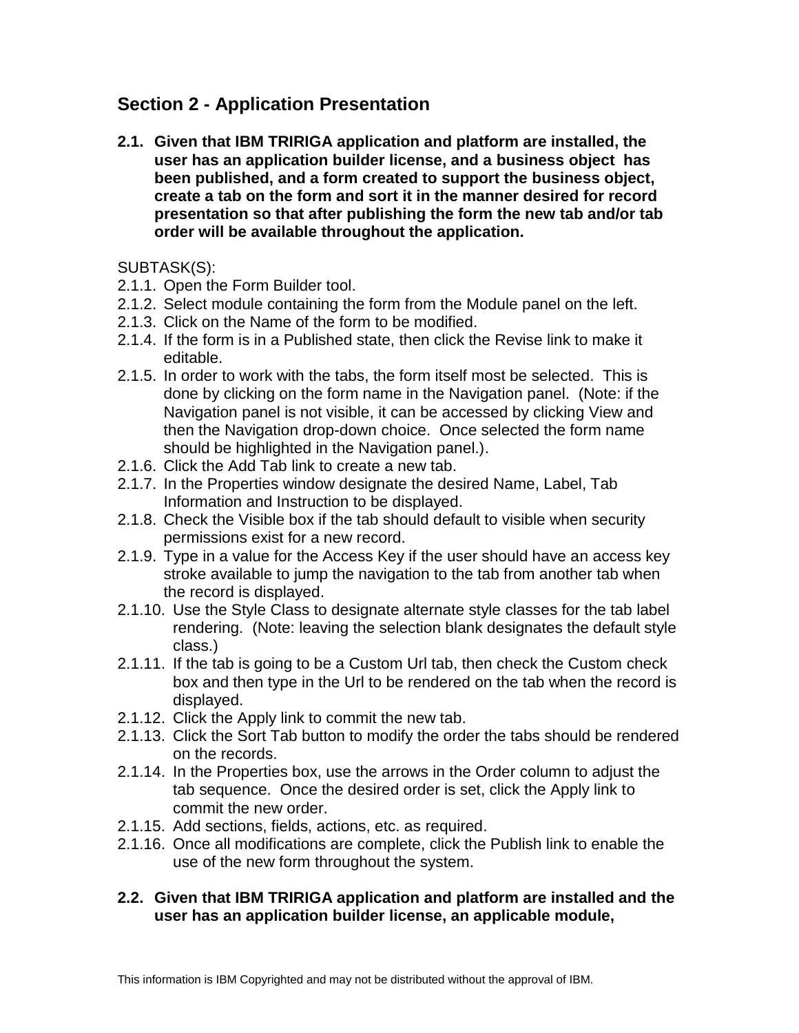## Section 2 - Application Presentation

**2.1. Given that IBM TRIRIGA application and platform are installed, the user has an application builder license, and a business object has been published, and a form created to support the business object, create a tab on the form and sort it in the manner desired for record presentation so that after publishing the form the new tab and/or tab order will be available throughout the application.**

SUBTASK(S):

2.1.1. Open the Form Builder tool.
2.1.2. Select module containing the form from the Module panel on the left.
2.1.3. Click on the Name of the form to be modified.
2.1.4. If the form is in a Published state, then click the Revise link to make it editable.
2.1.5. In order to work with the tabs, the form itself most be selected. This is done by clicking on the form name in the Navigation panel. (Note: if the Navigation panel is not visible, it can be accessed by clicking View and then the Navigation drop-down choice. Once selected the form name should be highlighted in the Navigation panel.).
2.1.6. Click the Add Tab link to create a new tab.
2.1.7. In the Properties window designate the desired Name, Label, Tab Information and Instruction to be displayed.
2.1.8. Check the Visible box if the tab should default to visible when security permissions exist for a new record.
2.1.9. Type in a value for the Access Key if the user should have an access key stroke available to jump the navigation to the tab from another tab when the record is displayed.
2.1.10. Use the Style Class to designate alternate style classes for the tab label rendering. (Note: leaving the selection blank designates the default style class.)
2.1.11. If the tab is going to be a Custom Url tab, then check the Custom check box and then type in the Url to be rendered on the tab when the record is displayed.
2.1.12. Click the Apply link to commit the new tab.
2.1.13. Click the Sort Tab button to modify the order the tabs should be rendered on the records.
2.1.14. In the Properties box, use the arrows in the Order column to adjust the tab sequence. Once the desired order is set, click the Apply link to commit the new order.
2.1.15. Add sections, fields, actions, etc. as required.
2.1.16. Once all modifications are complete, click the Publish link to enable the use of the new form throughout the system.

**2.2. Given that IBM TRIRIGA application and platform are installed and the user has an application builder license, an applicable module,**

This information is IBM Copyrighted and may not be distributed without the approval of IBM.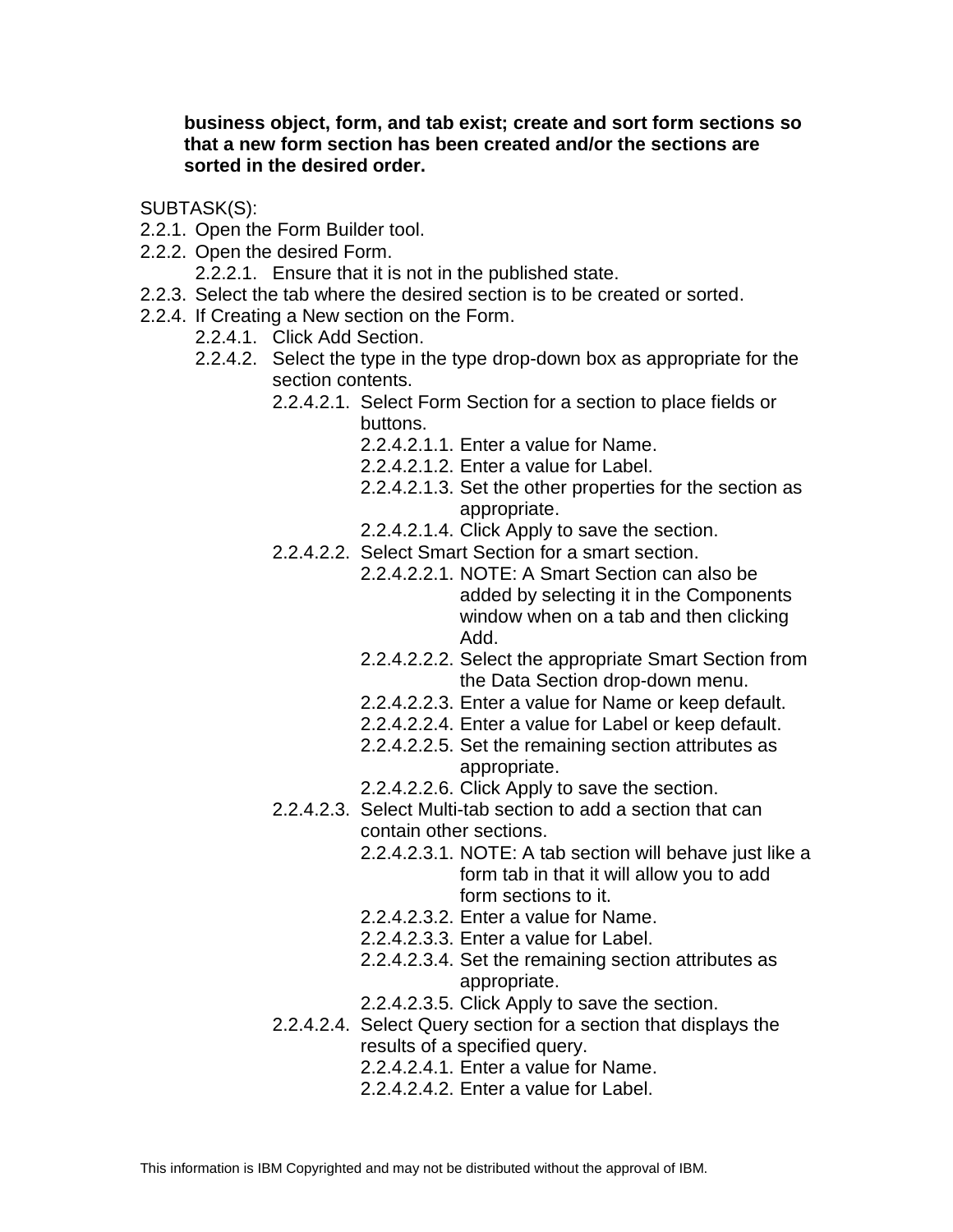**business object, form, and tab exist; create and sort form sections so that a new form section has been created and/or the sections are sorted in the desired order.**

SUBTASK(S):

- 2.2.1. Open the Form Builder tool.
- 2.2.2. Open the desired Form.
  - 2.2.2.1. Ensure that it is not in the published state.
- 2.2.3. Select the tab where the desired section is to be created or sorted.
- 2.2.4. If Creating a New section on the Form.
  - 2.2.4.1. Click Add Section.
  - 2.2.4.2. Select the type in the type drop-down box as appropriate for the section contents.
    - 2.2.4.2.1. Select Form Section for a section to place fields or buttons.
      - 2.2.4.2.1.1. Enter a value for Name.
      - 2.2.4.2.1.2. Enter a value for Label.
      - 2.2.4.2.1.3. Set the other properties for the section as appropriate.
      - 2.2.4.2.1.4. Click Apply to save the section.
    - 2.2.4.2.2. Select Smart Section for a smart section.
      - 2.2.4.2.2.1. NOTE: A Smart Section can also be added by selecting it in the Components window when on a tab and then clicking Add.
      - 2.2.4.2.2.2. Select the appropriate Smart Section from the Data Section drop-down menu.
      - 2.2.4.2.2.3. Enter a value for Name or keep default.
      - 2.2.4.2.2.4. Enter a value for Label or keep default.
      - 2.2.4.2.2.5. Set the remaining section attributes as appropriate.
      - 2.2.4.2.2.6. Click Apply to save the section.
    - 2.2.4.2.3. Select Multi-tab section to add a section that can contain other sections.
      - 2.2.4.2.3.1. NOTE: A tab section will behave just like a form tab in that it will allow you to add form sections to it.
      - 2.2.4.2.3.2. Enter a value for Name.
      - 2.2.4.2.3.3. Enter a value for Label.
      - 2.2.4.2.3.4. Set the remaining section attributes as appropriate.
      - 2.2.4.2.3.5. Click Apply to save the section.
    - 2.2.4.2.4. Select Query section for a section that displays the results of a specified query.
      - 2.2.4.2.4.1. Enter a value for Name.
      - 2.2.4.2.4.2. Enter a value for Label.

This information is IBM Copyrighted and may not be distributed without the approval of IBM.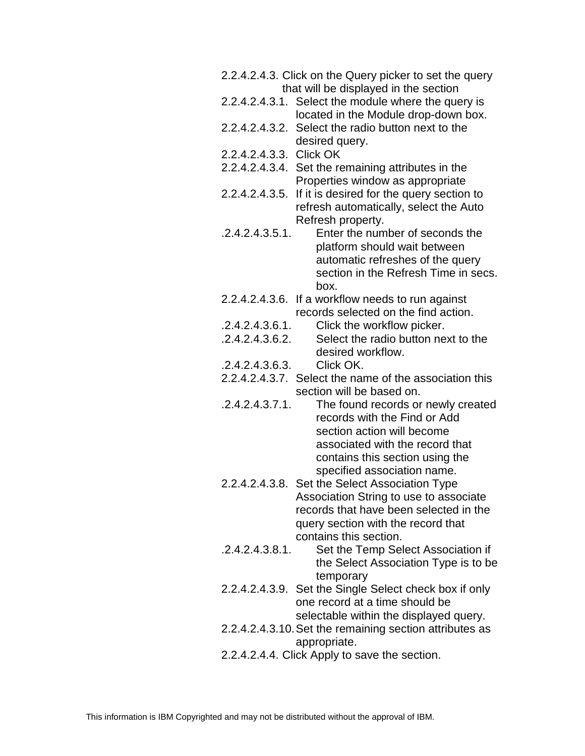2.2.4.2.4.3. Click on the Query picker to set the query that will be displayed in the section

2.2.4.2.4.3.1. Select the module where the query is located in the Module drop-down box.

2.2.4.2.4.3.2. Select the radio button next to the desired query.

2.2.4.2.4.3.3. Click OK

2.2.4.2.4.3.4. Set the remaining attributes in the Properties window as appropriate

2.2.4.2.4.3.5. If it is desired for the query section to refresh automatically, select the Auto Refresh property.

.2.4.2.4.3.5.1. Enter the number of seconds the platform should wait between automatic refreshes of the query section in the Refresh Time in secs. box.

2.2.4.2.4.3.6. If a workflow needs to run against records selected on the find action.

.2.4.2.4.3.6.1. Click the workflow picker.

.2.4.2.4.3.6.2. Select the radio button next to the desired workflow.

.2.4.2.4.3.6.3. Click OK.

2.2.4.2.4.3.7. Select the name of the association this section will be based on.

.2.4.2.4.3.7.1. The found records or newly created records with the Find or Add section action will become associated with the record that contains this section using the specified association name.

2.2.4.2.4.3.8. Set the Select Association Type Association String to use to associate records that have been selected in the query section with the record that contains this section.

.2.4.2.4.3.8.1. Set the Temp Select Association if the Select Association Type is to be temporary

2.2.4.2.4.3.9. Set the Single Select check box if only one record at a time should be selectable within the displayed query.

2.2.4.2.4.3.10. Set the remaining section attributes as appropriate.

2.2.4.2.4.4. Click Apply to save the section.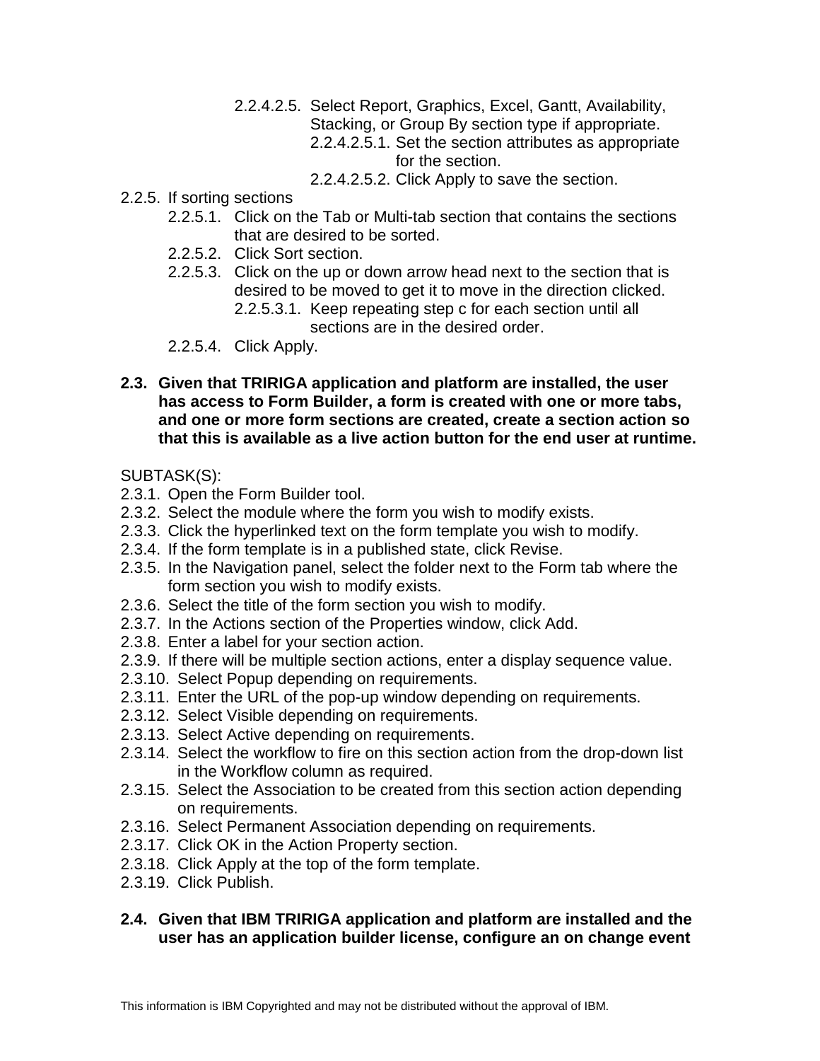2.2.4.2.5. Select Report, Graphics, Excel, Gantt, Availability, Stacking, or Group By section type if appropriate.

2.2.4.2.5.1. Set the section attributes as appropriate for the section.

2.2.4.2.5.2. Click Apply to save the section.

2.2.5. If sorting sections

2.2.5.1. Click on the Tab or Multi-tab section that contains the sections that are desired to be sorted.

2.2.5.2. Click Sort section.

2.2.5.3. Click on the up or down arrow head next to the section that is desired to be moved to get it to move in the direction clicked.

2.2.5.3.1. Keep repeating step c for each section until all sections are in the desired order.

2.2.5.4. Click Apply.

**2.3. Given that TRIRIGA application and platform are installed, the user has access to Form Builder, a form is created with one or more tabs, and one or more form sections are created, create a section action so that this is available as a live action button for the end user at runtime.**

SUBTASK(S):

2.3.1. Open the Form Builder tool.

2.3.2. Select the module where the form you wish to modify exists.

2.3.3. Click the hyperlinked text on the form template you wish to modify.

2.3.4. If the form template is in a published state, click Revise.

2.3.5. In the Navigation panel, select the folder next to the Form tab where the form section you wish to modify exists.

2.3.6. Select the title of the form section you wish to modify.

2.3.7. In the Actions section of the Properties window, click Add.

2.3.8. Enter a label for your section action.

2.3.9. If there will be multiple section actions, enter a display sequence value.

2.3.10. Select Popup depending on requirements.

2.3.11. Enter the URL of the pop-up window depending on requirements.

2.3.12. Select Visible depending on requirements.

2.3.13. Select Active depending on requirements.

2.3.14. Select the workflow to fire on this section action from the drop-down list in the Workflow column as required.

2.3.15. Select the Association to be created from this section action depending on requirements.

2.3.16. Select Permanent Association depending on requirements.

2.3.17. Click OK in the Action Property section.

2.3.18. Click Apply at the top of the form template.

2.3.19. Click Publish.

**2.4. Given that IBM TRIRIGA application and platform are installed and the user has an application builder license, configure an on change event**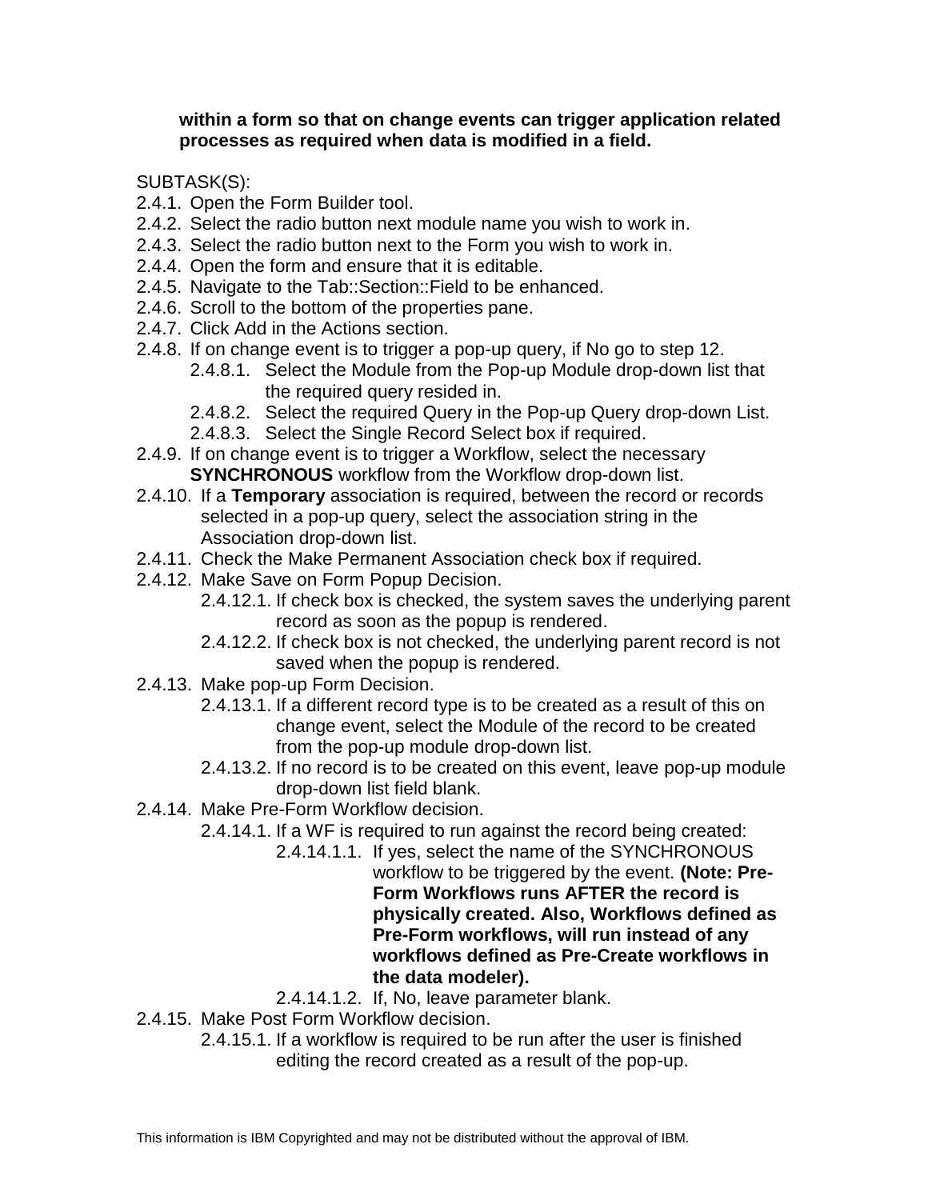**within a form so that on change events can trigger application related processes as required when data is modified in a field.**

SUBTASK(S):

- 2.4.1. Open the Form Builder tool.
- 2.4.2. Select the radio button next module name you wish to work in.
- 2.4.3. Select the radio button next to the Form you wish to work in.
- 2.4.4. Open the form and ensure that it is editable.
- 2.4.5. Navigate to the Tab::Section::Field to be enhanced.
- 2.4.6. Scroll to the bottom of the properties pane.
- 2.4.7. Click Add in the Actions section.
- 2.4.8. If on change event is to trigger a pop-up query, if No go to step 12.
    - 2.4.8.1. Select the Module from the Pop-up Module drop-down list that the required query resided in.
    - 2.4.8.2. Select the required Query in the Pop-up Query drop-down List.
    - 2.4.8.3. Select the Single Record Select box if required.
- 2.4.9. If on change event is to trigger a Workflow, select the necessary **SYNCHRONOUS** workflow from the Workflow drop-down list.
- 2.4.10. If a **Temporary** association is required, between the record or records selected in a pop-up query, select the association string in the Association drop-down list.
- 2.4.11. Check the Make Permanent Association check box if required.
- 2.4.12. Make Save on Form Popup Decision.
    - 2.4.12.1. If check box is checked, the system saves the underlying parent record as soon as the popup is rendered.
    - 2.4.12.2. If check box is not checked, the underlying parent record is not saved when the popup is rendered.
- 2.4.13. Make pop-up Form Decision.
    - 2.4.13.1. If a different record type is to be created as a result of this on change event, select the Module of the record to be created from the pop-up module drop-down list.
    - 2.4.13.2. If no record is to be created on this event, leave pop-up module drop-down list field blank.
- 2.4.14. Make Pre-Form Workflow decision.
    - 2.4.14.1. If a WF is required to run against the record being created:
        - 2.4.14.1.1. If yes, select the name of the SYNCHRONOUS workflow to be triggered by the event. **(Note: Pre-Form Workflows runs AFTER the record is physically created. Also, Workflows defined as Pre-Form workflows, will run instead of any workflows defined as Pre-Create workflows in the data modeler).**
        - 2.4.14.1.2. If, No, leave parameter blank.
- 2.4.15. Make Post Form Workflow decision.
    - 2.4.15.1. If a workflow is required to be run after the user is finished editing the record created as a result of the pop-up.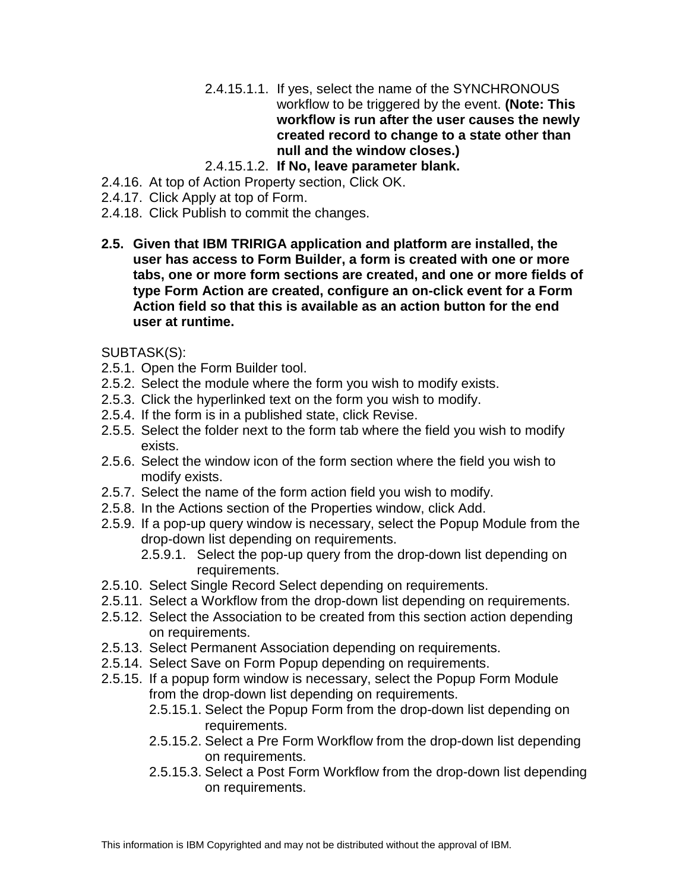2.4.15.1.1. If yes, select the name of the SYNCHRONOUS workflow to be triggered by the event. **(Note: This workflow is run after the user causes the newly created record to change to a state other than null and the window closes.)**

2.4.15.1.2. **If No, leave parameter blank.**

2.4.16. At top of Action Property section, Click OK.

2.4.17. Click Apply at top of Form.

2.4.18. Click Publish to commit the changes.

**2.5. Given that IBM TRIRIGA application and platform are installed, the user has access to Form Builder, a form is created with one or more tabs, one or more form sections are created, and one or more fields of type Form Action are created, configure an on-click event for a Form Action field so that this is available as an action button for the end user at runtime.**

SUBTASK(S):

2.5.1. Open the Form Builder tool.

2.5.2. Select the module where the form you wish to modify exists.

2.5.3. Click the hyperlinked text on the form you wish to modify.

2.5.4. If the form is in a published state, click Revise.

2.5.5. Select the folder next to the form tab where the field you wish to modify exists.

2.5.6. Select the window icon of the form section where the field you wish to modify exists.

2.5.7. Select the name of the form action field you wish to modify.

2.5.8. In the Actions section of the Properties window, click Add.

2.5.9. If a pop-up query window is necessary, select the Popup Module from the drop-down list depending on requirements.

2.5.9.1. Select the pop-up query from the drop-down list depending on requirements.

2.5.10. Select Single Record Select depending on requirements.

2.5.11. Select a Workflow from the drop-down list depending on requirements.

2.5.12. Select the Association to be created from this section action depending on requirements.

2.5.13. Select Permanent Association depending on requirements.

2.5.14. Select Save on Form Popup depending on requirements.

2.5.15. If a popup form window is necessary, select the Popup Form Module from the drop-down list depending on requirements.

2.5.15.1. Select the Popup Form from the drop-down list depending on requirements.

2.5.15.2. Select a Pre Form Workflow from the drop-down list depending on requirements.

2.5.15.3. Select a Post Form Workflow from the drop-down list depending on requirements.

This information is IBM Copyrighted and may not be distributed without the approval of IBM.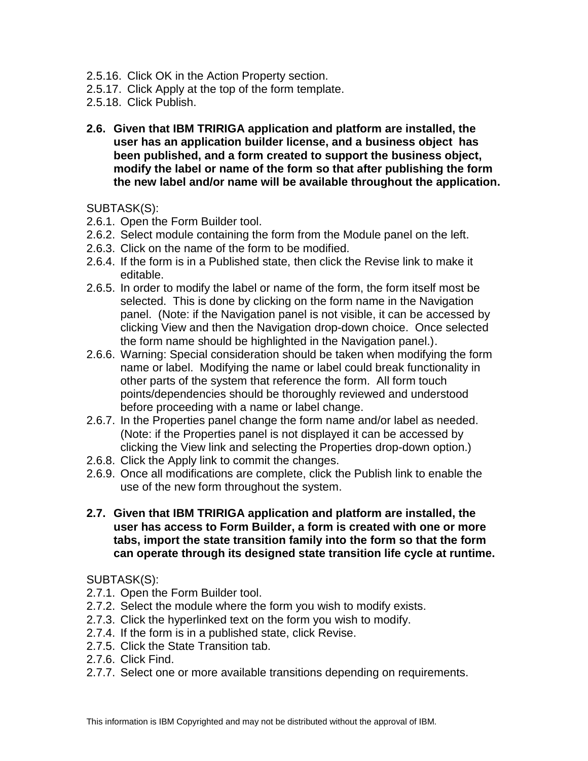2.5.16. Click OK in the Action Property section.
2.5.17. Click Apply at the top of the form template.
2.5.18. Click Publish.

**2.6. Given that IBM TRIRIGA application and platform are installed, the user has an application builder license, and a business object has been published, and a form created to support the business object, modify the label or name of the form so that after publishing the form the new label and/or name will be available throughout the application.**

SUBTASK(S):
2.6.1. Open the Form Builder tool.
2.6.2. Select module containing the form from the Module panel on the left.
2.6.3. Click on the name of the form to be modified.
2.6.4. If the form is in a Published state, then click the Revise link to make it editable.
2.6.5. In order to modify the label or name of the form, the form itself most be selected. This is done by clicking on the form name in the Navigation panel. (Note: if the Navigation panel is not visible, it can be accessed by clicking View and then the Navigation drop-down choice. Once selected the form name should be highlighted in the Navigation panel.).
2.6.6. Warning: Special consideration should be taken when modifying the form name or label. Modifying the name or label could break functionality in other parts of the system that reference the form. All form touch points/dependencies should be thoroughly reviewed and understood before proceeding with a name or label change.
2.6.7. In the Properties panel change the form name and/or label as needed. (Note: if the Properties panel is not displayed it can be accessed by clicking the View link and selecting the Properties drop-down option.)
2.6.8. Click the Apply link to commit the changes.
2.6.9. Once all modifications are complete, click the Publish link to enable the use of the new form throughout the system.

**2.7. Given that IBM TRIRIGA application and platform are installed, the user has access to Form Builder, a form is created with one or more tabs, import the state transition family into the form so that the form can operate through its designed state transition life cycle at runtime.**

SUBTASK(S):
2.7.1. Open the Form Builder tool.
2.7.2. Select the module where the form you wish to modify exists.
2.7.3. Click the hyperlinked text on the form you wish to modify.
2.7.4. If the form is in a published state, click Revise.
2.7.5. Click the State Transition tab.
2.7.6. Click Find.
2.7.7. Select one or more available transitions depending on requirements.

This information is IBM Copyrighted and may not be distributed without the approval of IBM.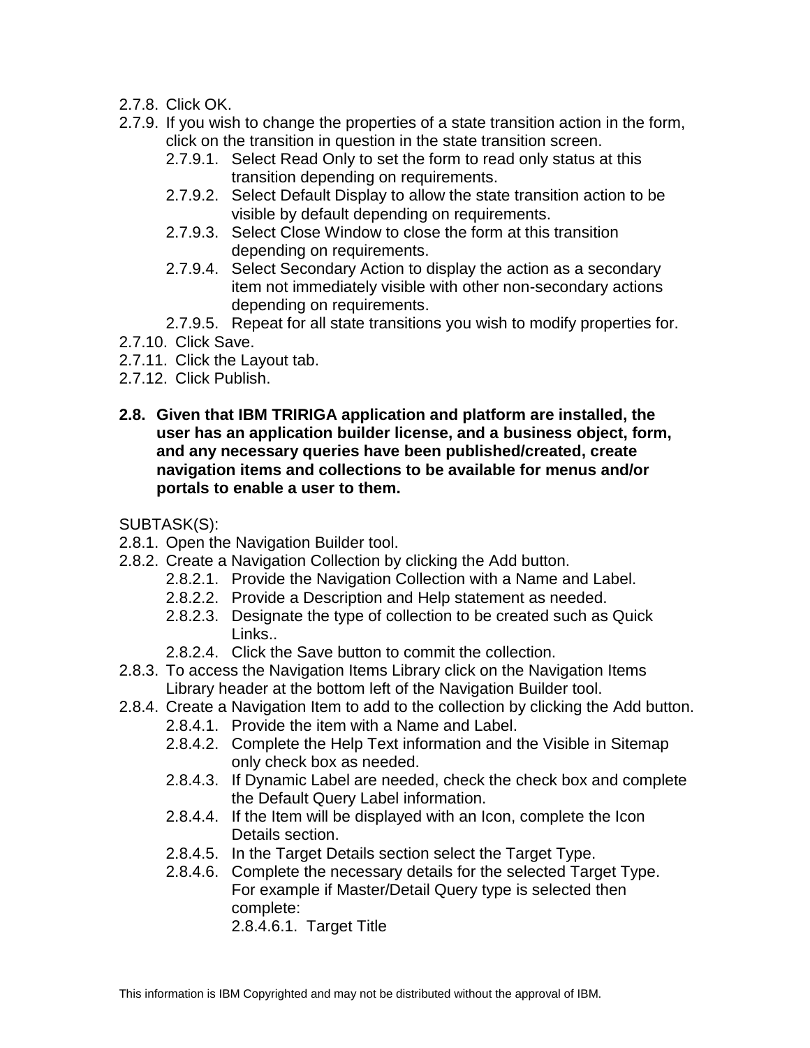- 2.7.8. Click OK.
- 2.7.9. If you wish to change the properties of a state transition action in the form, click on the transition in question in the state transition screen.
  - 2.7.9.1. Select Read Only to set the form to read only status at this transition depending on requirements.
  - 2.7.9.2. Select Default Display to allow the state transition action to be visible by default depending on requirements.
  - 2.7.9.3. Select Close Window to close the form at this transition depending on requirements.
  - 2.7.9.4. Select Secondary Action to display the action as a secondary item not immediately visible with other non-secondary actions depending on requirements.
  - 2.7.9.5. Repeat for all state transitions you wish to modify properties for.
- 2.7.10. Click Save.
- 2.7.11. Click the Layout tab.
- 2.7.12. Click Publish.

**2.8. Given that IBM TRIRIGA application and platform are installed, the user has an application builder license, and a business object, form, and any necessary queries have been published/created, create navigation items and collections to be available for menus and/or portals to enable a user to them.**

SUBTASK(S):

- 2.8.1. Open the Navigation Builder tool.
- 2.8.2. Create a Navigation Collection by clicking the Add button.
  - 2.8.2.1. Provide the Navigation Collection with a Name and Label.
  - 2.8.2.2. Provide a Description and Help statement as needed.
  - 2.8.2.3. Designate the type of collection to be created such as Quick Links..
  - 2.8.2.4. Click the Save button to commit the collection.
- 2.8.3. To access the Navigation Items Library click on the Navigation Items Library header at the bottom left of the Navigation Builder tool.
- 2.8.4. Create a Navigation Item to add to the collection by clicking the Add button.
  - 2.8.4.1. Provide the item with a Name and Label.
  - 2.8.4.2. Complete the Help Text information and the Visible in Sitemap only check box as needed.
  - 2.8.4.3. If Dynamic Label are needed, check the check box and complete the Default Query Label information.
  - 2.8.4.4. If the Item will be displayed with an Icon, complete the Icon Details section.
  - 2.8.4.5. In the Target Details section select the Target Type.
  - 2.8.4.6. Complete the necessary details for the selected Target Type. For example if Master/Detail Query type is selected then complete:
    - 2.8.4.6.1. Target Title

This information is IBM Copyrighted and may not be distributed without the approval of IBM.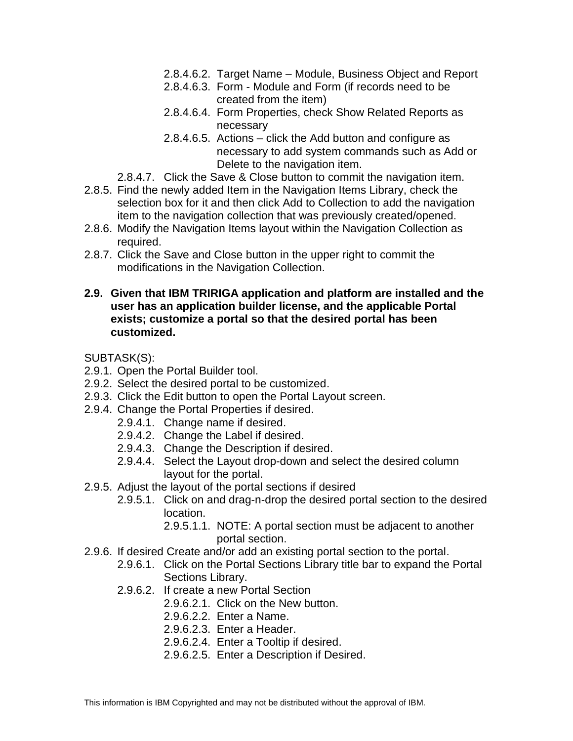- 2.8.4.6.2. Target Name – Module, Business Object and Report
- 2.8.4.6.3. Form - Module and Form (if records need to be created from the item)
- 2.8.4.6.4. Form Properties, check Show Related Reports as necessary
- 2.8.4.6.5. Actions – click the Add button and configure as necessary to add system commands such as Add or Delete to the navigation item.

2.8.4.7. Click the Save & Close button to commit the navigation item.

2.8.5. Find the newly added Item in the Navigation Items Library, check the selection box for it and then click Add to Collection to add the navigation item to the navigation collection that was previously created/opened.

2.8.6. Modify the Navigation Items layout within the Navigation Collection as required.

2.8.7. Click the Save and Close button in the upper right to commit the modifications in the Navigation Collection.

**2.9. Given that IBM TRIRIGA application and platform are installed and the user has an application builder license, and the applicable Portal exists; customize a portal so that the desired portal has been customized.**

SUBTASK(S):

2.9.1. Open the Portal Builder tool.

2.9.2. Select the desired portal to be customized.

2.9.3. Click the Edit button to open the Portal Layout screen.

2.9.4. Change the Portal Properties if desired.

- 2.9.4.1. Change name if desired.
- 2.9.4.2. Change the Label if desired.
- 2.9.4.3. Change the Description if desired.
- 2.9.4.4. Select the Layout drop-down and select the desired column layout for the portal.

2.9.5. Adjust the layout of the portal sections if desired

- 2.9.5.1. Click on and drag-n-drop the desired portal section to the desired location.
  - 2.9.5.1.1. NOTE: A portal section must be adjacent to another portal section.

2.9.6. If desired Create and/or add an existing portal section to the portal.

- 2.9.6.1. Click on the Portal Sections Library title bar to expand the Portal Sections Library.
- 2.9.6.2. If create a new Portal Section
  - 2.9.6.2.1. Click on the New button.
  - 2.9.6.2.2. Enter a Name.
  - 2.9.6.2.3. Enter a Header.
  - 2.9.6.2.4. Enter a Tooltip if desired.
  - 2.9.6.2.5. Enter a Description if Desired.

This information is IBM Copyrighted and may not be distributed without the approval of IBM.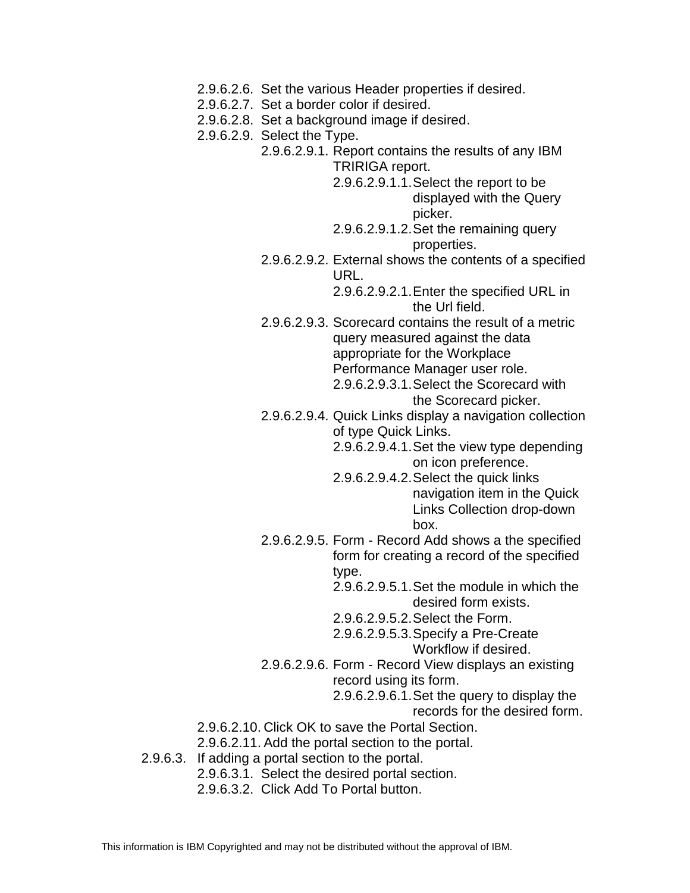- 2.9.6.2.6. Set the various Header properties if desired.
- 2.9.6.2.7. Set a border color if desired.
- 2.9.6.2.8. Set a background image if desired.
- 2.9.6.2.9. Select the Type.
  - 2.9.6.2.9.1. Report contains the results of any IBM TRIRIGA report.
    - 2.9.6.2.9.1.1. Select the report to be displayed with the Query picker.
    - 2.9.6.2.9.1.2. Set the remaining query properties.
  - 2.9.6.2.9.2. External shows the contents of a specified URL.
    - 2.9.6.2.9.2.1. Enter the specified URL in the Url field.
  - 2.9.6.2.9.3. Scorecard contains the result of a metric query measured against the data appropriate for the Workplace Performance Manager user role.
    - 2.9.6.2.9.3.1. Select the Scorecard with the Scorecard picker.
  - 2.9.6.2.9.4. Quick Links display a navigation collection of type Quick Links.
    - 2.9.6.2.9.4.1. Set the view type depending on icon preference.
    - 2.9.6.2.9.4.2. Select the quick links navigation item in the Quick Links Collection drop-down box.
  - 2.9.6.2.9.5. Form - Record Add shows a the specified form for creating a record of the specified type.
    - 2.9.6.2.9.5.1. Set the module in which the desired form exists.
    - 2.9.6.2.9.5.2. Select the Form.
    - 2.9.6.2.9.5.3. Specify a Pre-Create Workflow if desired.
  - 2.9.6.2.9.6. Form - Record View displays an existing record using its form.
    - 2.9.6.2.9.6.1. Set the query to display the records for the desired form.
- 2.9.6.2.10. Click OK to save the Portal Section.
- 2.9.6.2.11. Add the portal section to the portal.

2.9.6.3. If adding a portal section to the portal.

- 2.9.6.3.1. Select the desired portal section.
- 2.9.6.3.2. Click Add To Portal button.

This information is IBM Copyrighted and may not be distributed without the approval of IBM.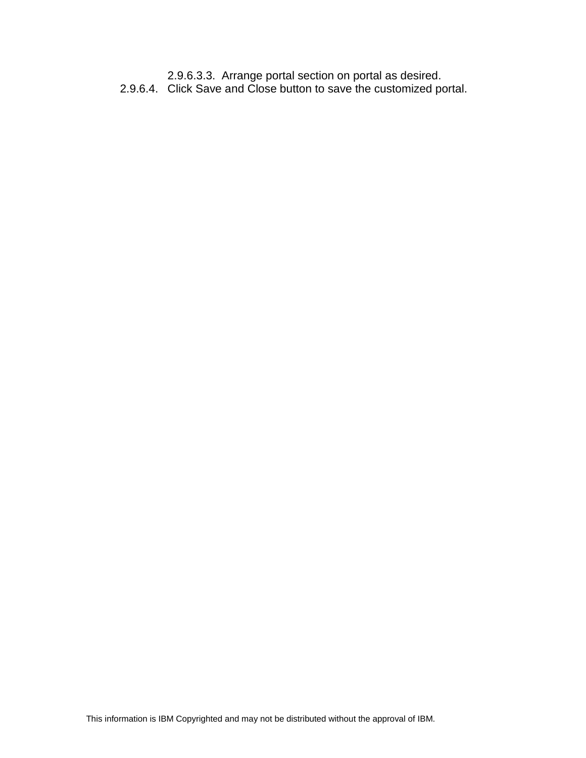2.9.6.3.3. Arrange portal section on portal as desired.

2.9.6.4. Click Save and Close button to save the customized portal.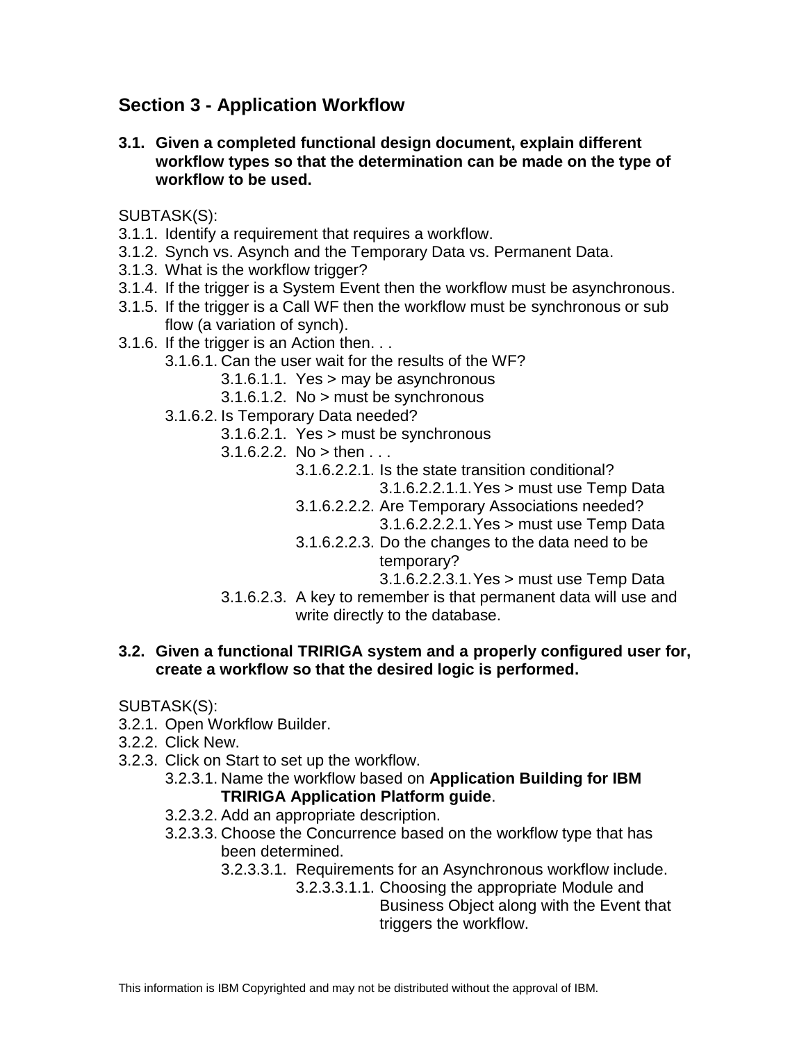## Section 3 - Application Workflow

**3.1. Given a completed functional design document, explain different workflow types so that the determination can be made on the type of workflow to be used.**

SUBTASK(S):

3.1.1. Identify a requirement that requires a workflow.
3.1.2. Synch vs. Asynch and the Temporary Data vs. Permanent Data.
3.1.3. What is the workflow trigger?
3.1.4. If the trigger is a System Event then the workflow must be asynchronous.
3.1.5. If the trigger is a Call WF then the workflow must be synchronous or sub flow (a variation of synch).
3.1.6. If the trigger is an Action then. . .
- 3.1.6.1. Can the user wait for the results of the WF?
  - 3.1.6.1.1. Yes > may be asynchronous
  - 3.1.6.1.2. No > must be synchronous
- 3.1.6.2. Is Temporary Data needed?
  - 3.1.6.2.1. Yes > must be synchronous
  - 3.1.6.2.2. No > then . . .
    - 3.1.6.2.2.1. Is the state transition conditional?
      - 3.1.6.2.2.1.1. Yes > must use Temp Data
    - 3.1.6.2.2.2. Are Temporary Associations needed?
      - 3.1.6.2.2.2.1. Yes > must use Temp Data
    - 3.1.6.2.2.3. Do the changes to the data need to be temporary?
      - 3.1.6.2.2.3.1. Yes > must use Temp Data
  - 3.1.6.2.3. A key to remember is that permanent data will use and write directly to the database.

**3.2. Given a functional TRIRIGA system and a properly configured user for, create a workflow so that the desired logic is performed.**

SUBTASK(S):

3.2.1. Open Workflow Builder.
3.2.2. Click New.
3.2.3. Click on Start to set up the workflow.
- 3.2.3.1. Name the workflow based on **Application Building for IBM TRIRIGA Application Platform guide**.
- 3.2.3.2. Add an appropriate description.
- 3.2.3.3. Choose the Concurrence based on the workflow type that has been determined.
  - 3.2.3.3.1. Requirements for an Asynchronous workflow include.
    - 3.2.3.3.1.1. Choosing the appropriate Module and Business Object along with the Event that triggers the workflow.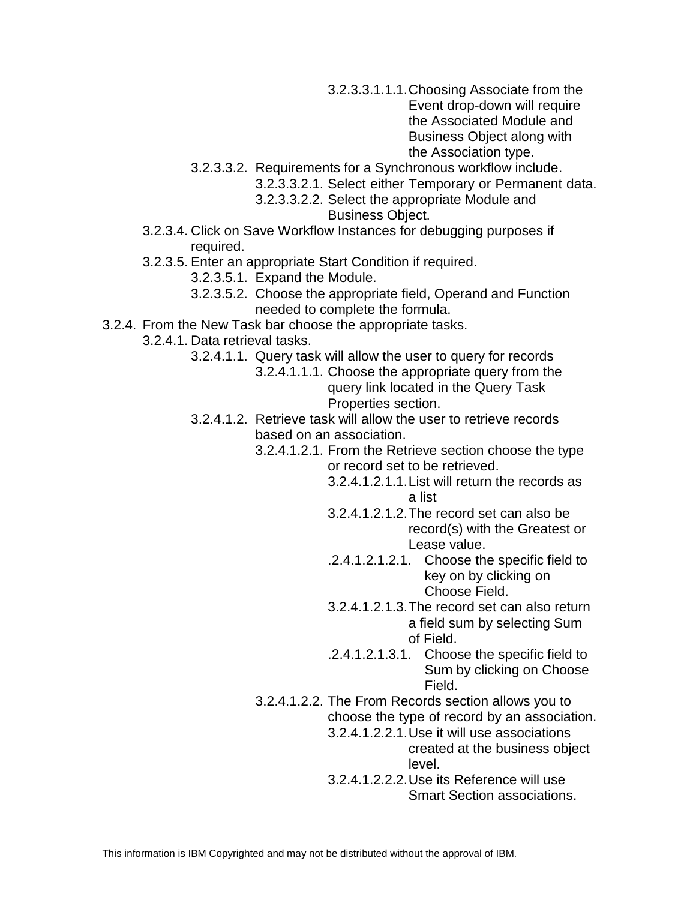3.2.3.3.1.1.1. Choosing Associate from the Event drop-down will require the Associated Module and Business Object along with the Association type.

3.2.3.3.2. Requirements for a Synchronous workflow include.

3.2.3.3.2.1. Select either Temporary or Permanent data.

3.2.3.3.2.2. Select the appropriate Module and Business Object.

3.2.3.4. Click on Save Workflow Instances for debugging purposes if required.

3.2.3.5. Enter an appropriate Start Condition if required.

3.2.3.5.1. Expand the Module.

3.2.3.5.2. Choose the appropriate field, Operand and Function needed to complete the formula.

3.2.4. From the New Task bar choose the appropriate tasks.

3.2.4.1. Data retrieval tasks.

3.2.4.1.1. Query task will allow the user to query for records

3.2.4.1.1.1. Choose the appropriate query from the query link located in the Query Task Properties section.

3.2.4.1.2. Retrieve task will allow the user to retrieve records based on an association.

3.2.4.1.2.1. From the Retrieve section choose the type or record set to be retrieved.

3.2.4.1.2.1.1. List will return the records as a list

3.2.4.1.2.1.2. The record set can also be record(s) with the Greatest or Lease value.

.2.4.1.2.1.2.1. Choose the specific field to key on by clicking on Choose Field.

3.2.4.1.2.1.3. The record set can also return a field sum by selecting Sum of Field.

.2.4.1.2.1.3.1. Choose the specific field to Sum by clicking on Choose Field.

3.2.4.1.2.2. The From Records section allows you to choose the type of record by an association.

3.2.4.1.2.2.1. Use it will use associations created at the business object level.

3.2.4.1.2.2.2. Use its Reference will use Smart Section associations.

This information is IBM Copyrighted and may not be distributed without the approval of IBM.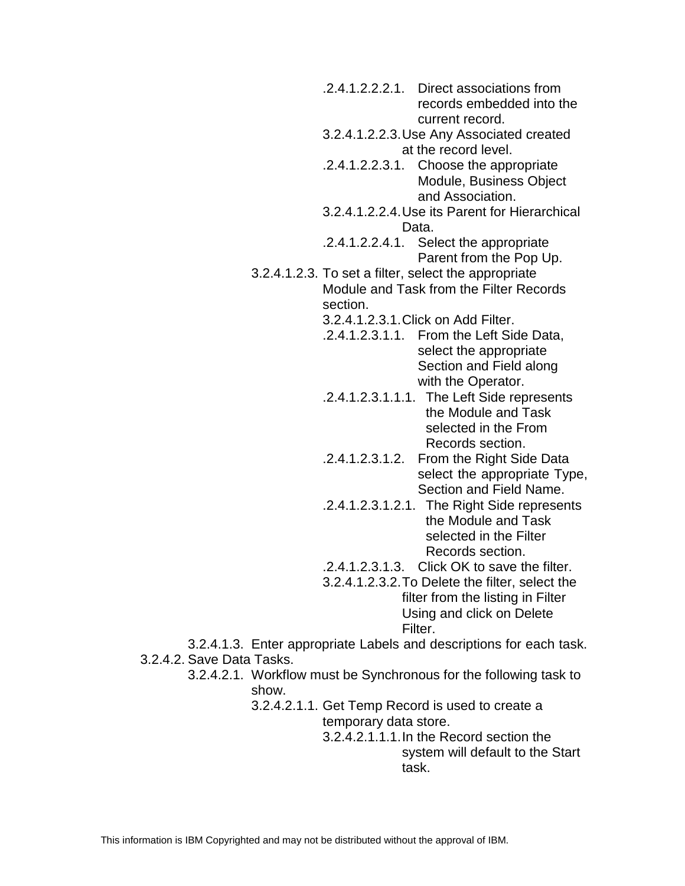.2.4.1.2.2.2.1. Direct associations from records embedded into the current record.

3.2.4.1.2.2.3. Use Any Associated created at the record level.

.2.4.1.2.2.3.1. Choose the appropriate Module, Business Object and Association.

3.2.4.1.2.2.4. Use its Parent for Hierarchical Data.

.2.4.1.2.2.4.1. Select the appropriate Parent from the Pop Up.

3.2.4.1.2.3. To set a filter, select the appropriate Module and Task from the Filter Records section.

3.2.4.1.2.3.1. Click on Add Filter.

.2.4.1.2.3.1.1. From the Left Side Data, select the appropriate Section and Field along with the Operator.

.2.4.1.2.3.1.1.1. The Left Side represents the Module and Task selected in the From Records section.

.2.4.1.2.3.1.2. From the Right Side Data select the appropriate Type, Section and Field Name.

.2.4.1.2.3.1.2.1. The Right Side represents the Module and Task selected in the Filter Records section.

.2.4.1.2.3.1.3. Click OK to save the filter.

3.2.4.1.2.3.2. To Delete the filter, select the filter from the listing in Filter Using and click on Delete Filter.

3.2.4.1.3. Enter appropriate Labels and descriptions for each task.

3.2.4.2. Save Data Tasks.

3.2.4.2.1. Workflow must be Synchronous for the following task to show.

3.2.4.2.1.1. Get Temp Record is used to create a temporary data store.

3.2.4.2.1.1.1. In the Record section the system will default to the Start task.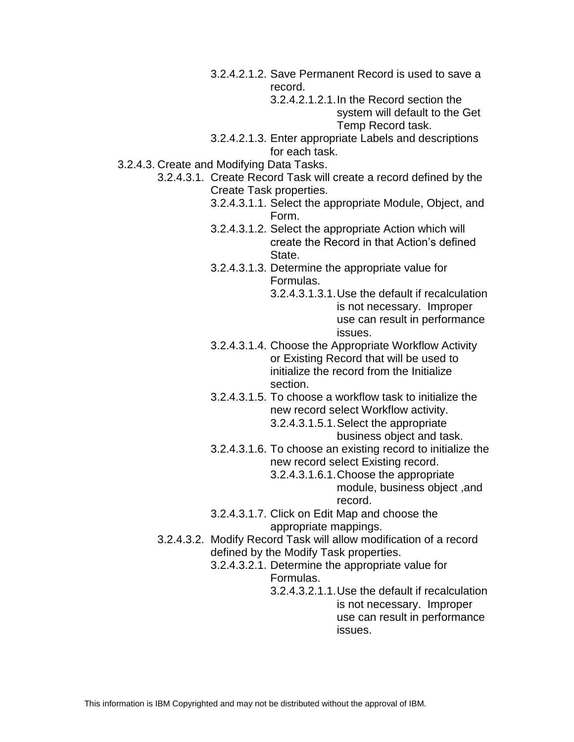- 3.2.4.2.1.2. Save Permanent Record is used to save a record.
  - 3.2.4.2.1.2.1. In the Record section the system will default to the Get Temp Record task.
- 3.2.4.2.1.3. Enter appropriate Labels and descriptions for each task.

3.2.4.3. Create and Modifying Data Tasks.

- 3.2.4.3.1. Create Record Task will create a record defined by the Create Task properties.
  - 3.2.4.3.1.1. Select the appropriate Module, Object, and Form.
  - 3.2.4.3.1.2. Select the appropriate Action which will create the Record in that Action's defined State.
  - 3.2.4.3.1.3. Determine the appropriate value for Formulas.
    - 3.2.4.3.1.3.1. Use the default if recalculation is not necessary. Improper use can result in performance issues.
  - 3.2.4.3.1.4. Choose the Appropriate Workflow Activity or Existing Record that will be used to initialize the record from the Initialize section.
  - 3.2.4.3.1.5. To choose a workflow task to initialize the new record select Workflow activity.
    - 3.2.4.3.1.5.1. Select the appropriate business object and task.
  - 3.2.4.3.1.6. To choose an existing record to initialize the new record select Existing record.
    - 3.2.4.3.1.6.1. Choose the appropriate module, business object ,and record.
  - 3.2.4.3.1.7. Click on Edit Map and choose the appropriate mappings.
- 3.2.4.3.2. Modify Record Task will allow modification of a record defined by the Modify Task properties.
  - 3.2.4.3.2.1. Determine the appropriate value for Formulas.
    - 3.2.4.3.2.1.1. Use the default if recalculation is not necessary. Improper use can result in performance issues.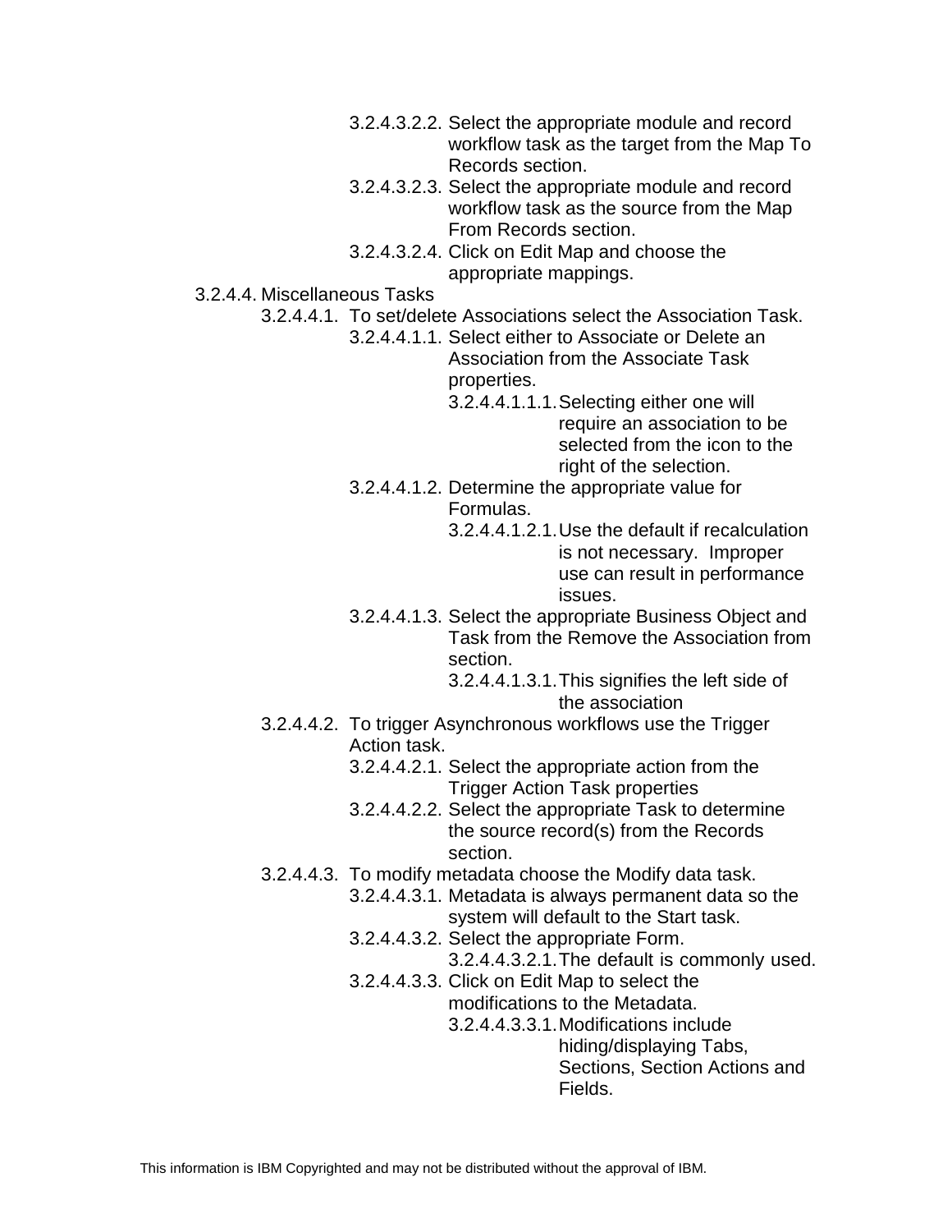3.2.4.3.2.2. Select the appropriate module and record workflow task as the target from the Map To Records section.

3.2.4.3.2.3. Select the appropriate module and record workflow task as the source from the Map From Records section.

3.2.4.3.2.4. Click on Edit Map and choose the appropriate mappings.

3.2.4.4. Miscellaneous Tasks

3.2.4.4.1. To set/delete Associations select the Association Task.

3.2.4.4.1.1. Select either to Associate or Delete an Association from the Associate Task properties.

3.2.4.4.1.1.1. Selecting either one will require an association to be selected from the icon to the right of the selection.

3.2.4.4.1.2. Determine the appropriate value for Formulas.

3.2.4.4.1.2.1. Use the default if recalculation is not necessary. Improper use can result in performance issues.

3.2.4.4.1.3. Select the appropriate Business Object and Task from the Remove the Association from section.

3.2.4.4.1.3.1. This signifies the left side of the association

3.2.4.4.2. To trigger Asynchronous workflows use the Trigger Action task.

3.2.4.4.2.1. Select the appropriate action from the Trigger Action Task properties

3.2.4.4.2.2. Select the appropriate Task to determine the source record(s) from the Records section.

3.2.4.4.3. To modify metadata choose the Modify data task.

3.2.4.4.3.1. Metadata is always permanent data so the system will default to the Start task.

3.2.4.4.3.2. Select the appropriate Form.

3.2.4.4.3.2.1. The default is commonly used.

3.2.4.4.3.3. Click on Edit Map to select the modifications to the Metadata.

3.2.4.4.3.3.1. Modifications include hiding/displaying Tabs, Sections, Section Actions and Fields.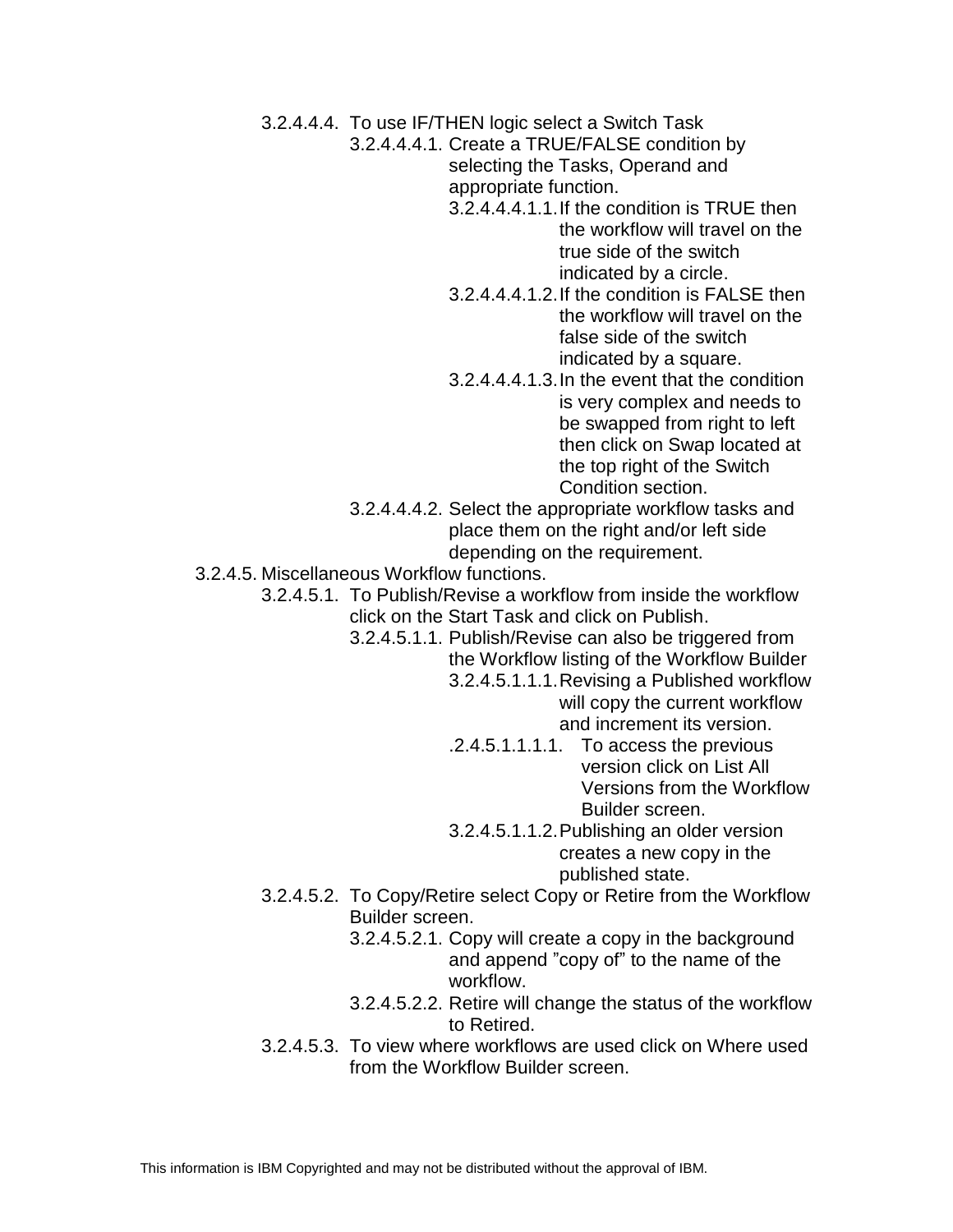- 3.2.4.4.4. To use IF/THEN logic select a Switch Task
  - 3.2.4.4.4.1. Create a TRUE/FALSE condition by selecting the Tasks, Operand and appropriate function.
    - 3.2.4.4.4.1.1. If the condition is TRUE then the workflow will travel on the true side of the switch indicated by a circle.
    - 3.2.4.4.4.1.2. If the condition is FALSE then the workflow will travel on the false side of the switch indicated by a square.
    - 3.2.4.4.4.1.3. In the event that the condition is very complex and needs to be swapped from right to left then click on Swap located at the top right of the Switch Condition section.
  - 3.2.4.4.4.2. Select the appropriate workflow tasks and place them on the right and/or left side depending on the requirement.

3.2.4.5. Miscellaneous Workflow functions.

- 3.2.4.5.1. To Publish/Revise a workflow from inside the workflow click on the Start Task and click on Publish.
  - 3.2.4.5.1.1. Publish/Revise can also be triggered from the Workflow listing of the Workflow Builder
    - 3.2.4.5.1.1.1. Revising a Published workflow will copy the current workflow and increment its version.
      - .2.4.5.1.1.1.1. To access the previous version click on List All Versions from the Workflow Builder screen.
    - 3.2.4.5.1.1.2. Publishing an older version creates a new copy in the published state.
- 3.2.4.5.2. To Copy/Retire select Copy or Retire from the Workflow Builder screen.
  - 3.2.4.5.2.1. Copy will create a copy in the background and append "copy of" to the name of the workflow.
  - 3.2.4.5.2.2. Retire will change the status of the workflow to Retired.
- 3.2.4.5.3. To view where workflows are used click on Where used from the Workflow Builder screen.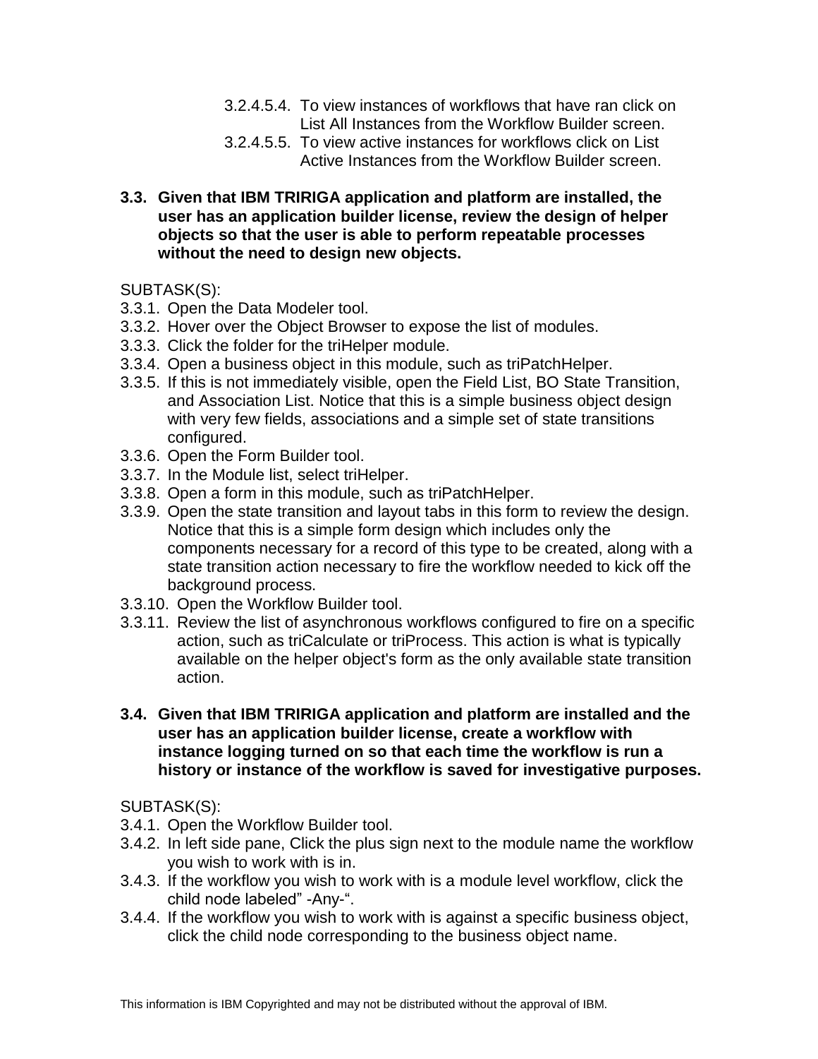3.2.4.5.4. To view instances of workflows that have ran click on List All Instances from the Workflow Builder screen.

3.2.4.5.5. To view active instances for workflows click on List Active Instances from the Workflow Builder screen.

**3.3. Given that IBM TRIRIGA application and platform are installed, the user has an application builder license, review the design of helper objects so that the user is able to perform repeatable processes without the need to design new objects.**

SUBTASK(S):

3.3.1. Open the Data Modeler tool.

3.3.2. Hover over the Object Browser to expose the list of modules.

3.3.3. Click the folder for the triHelper module.

3.3.4. Open a business object in this module, such as triPatchHelper.

3.3.5. If this is not immediately visible, open the Field List, BO State Transition, and Association List. Notice that this is a simple business object design with very few fields, associations and a simple set of state transitions configured.

3.3.6. Open the Form Builder tool.

3.3.7. In the Module list, select triHelper.

3.3.8. Open a form in this module, such as triPatchHelper.

3.3.9. Open the state transition and layout tabs in this form to review the design. Notice that this is a simple form design which includes only the components necessary for a record of this type to be created, along with a state transition action necessary to fire the workflow needed to kick off the background process.

3.3.10. Open the Workflow Builder tool.

3.3.11. Review the list of asynchronous workflows configured to fire on a specific action, such as triCalculate or triProcess. This action is what is typically available on the helper object's form as the only available state transition action.

**3.4. Given that IBM TRIRIGA application and platform are installed and the user has an application builder license, create a workflow with instance logging turned on so that each time the workflow is run a history or instance of the workflow is saved for investigative purposes.**

SUBTASK(S):

3.4.1. Open the Workflow Builder tool.

3.4.2. In left side pane, Click the plus sign next to the module name the workflow you wish to work with is in.

3.4.3. If the workflow you wish to work with is a module level workflow, click the child node labeled" -Any-".

3.4.4. If the workflow you wish to work with is against a specific business object, click the child node corresponding to the business object name.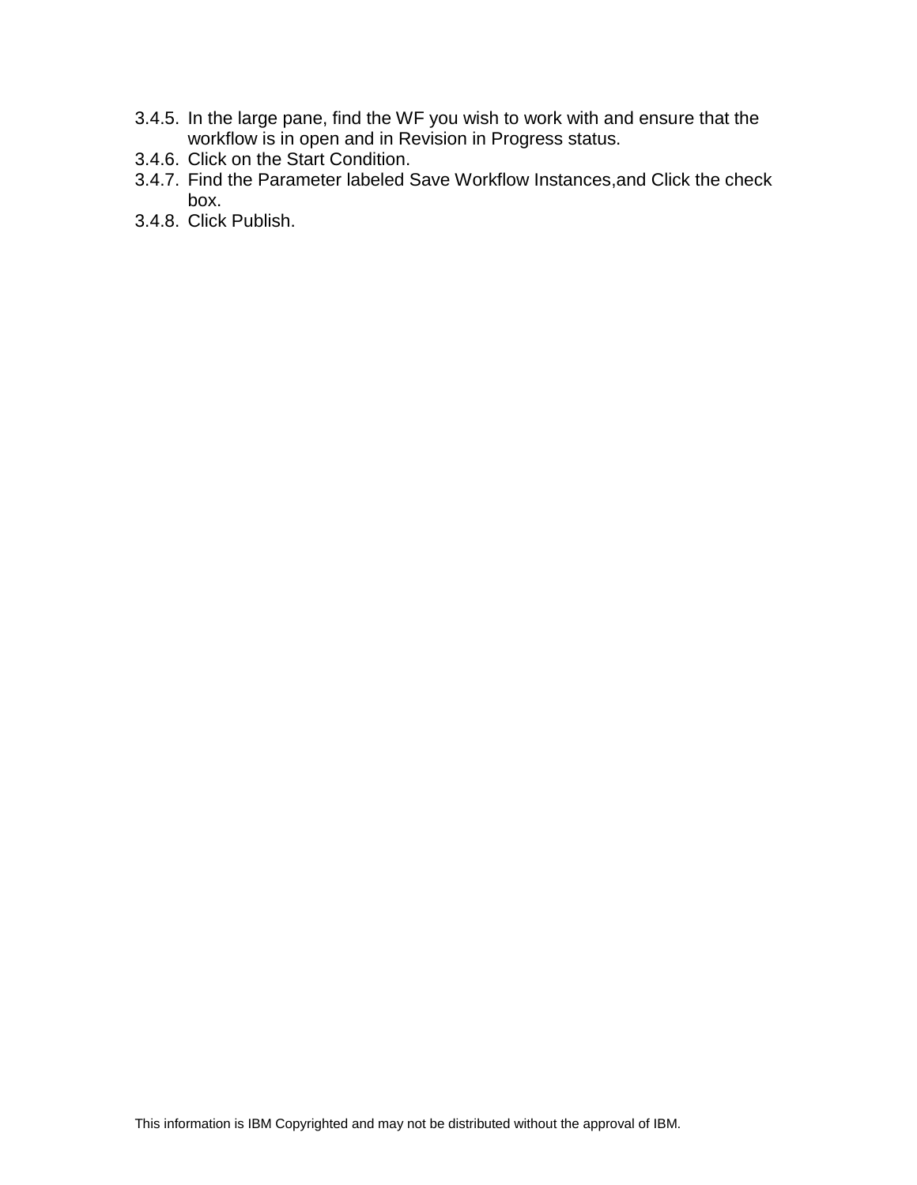3.4.5. In the large pane, find the WF you wish to work with and ensure that the workflow is in open and in Revision in Progress status.
3.4.6. Click on the Start Condition.
3.4.7. Find the Parameter labeled Save Workflow Instances,and Click the check box.
3.4.8. Click Publish.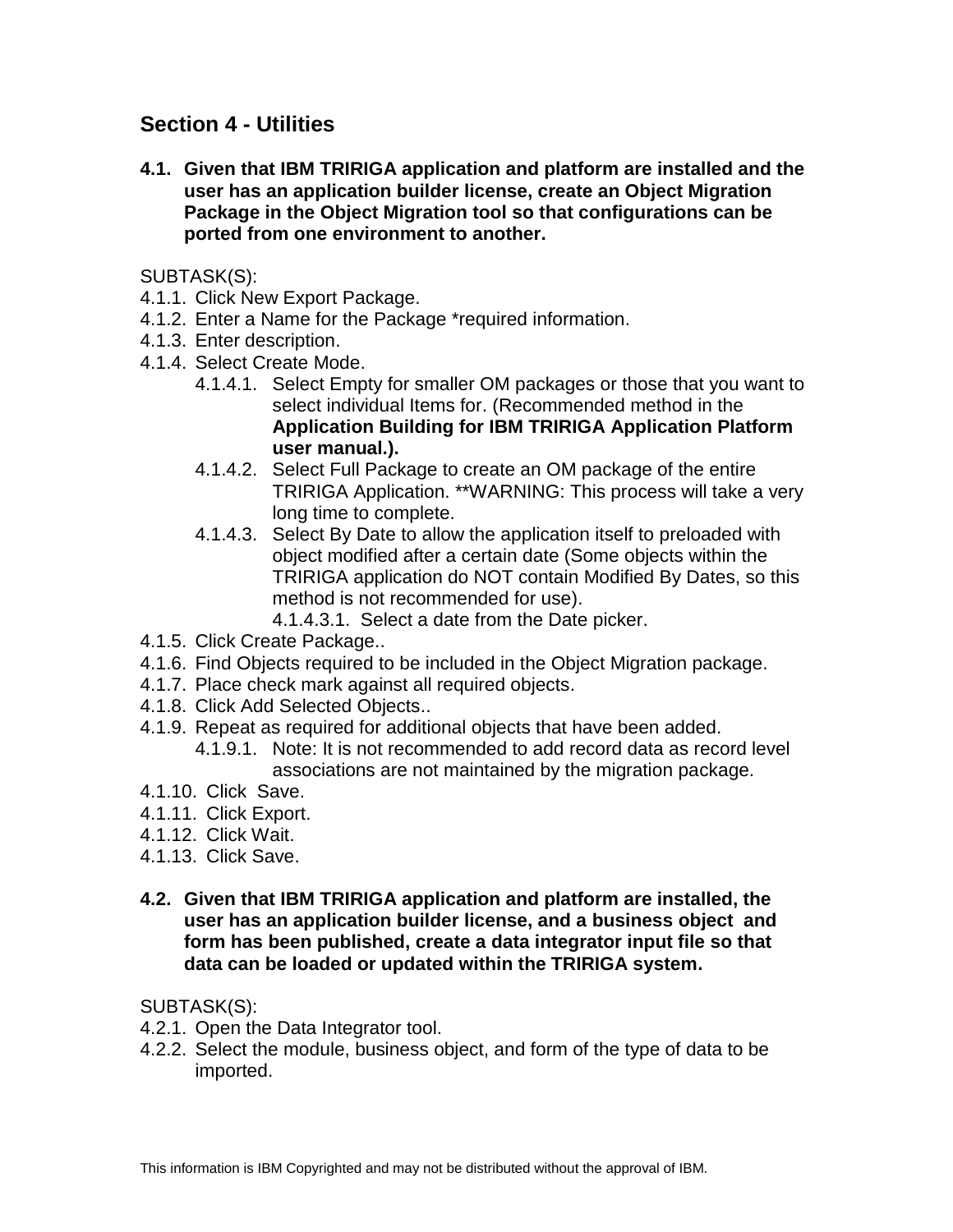## Section 4 - Utilities

**4.1. Given that IBM TRIRIGA application and platform are installed and the user has an application builder license, create an Object Migration Package in the Object Migration tool so that configurations can be ported from one environment to another.**

SUBTASK(S):

- 4.1.1. Click New Export Package.
- 4.1.2. Enter a Name for the Package *required information.
- 4.1.3. Enter description.
- 4.1.4. Select Create Mode.
  - 4.1.4.1. Select Empty for smaller OM packages or those that you want to select individual Items for. (Recommended method in the **Application Building for IBM TRIRIGA Application Platform user manual.).**
  - 4.1.4.2. Select Full Package to create an OM package of the entire TRIRIGA Application. **WARNING: This process will take a very long time to complete.
  - 4.1.4.3. Select By Date to allow the application itself to preloaded with object modified after a certain date (Some objects within the TRIRIGA application do NOT contain Modified By Dates, so this method is not recommended for use).
    - 4.1.4.3.1. Select a date from the Date picker.
- 4.1.5. Click Create Package..
- 4.1.6. Find Objects required to be included in the Object Migration package.
- 4.1.7. Place check mark against all required objects.
- 4.1.8. Click Add Selected Objects..
- 4.1.9. Repeat as required for additional objects that have been added.
  - 4.1.9.1. Note: It is not recommended to add record data as record level associations are not maintained by the migration package.
- 4.1.10. Click Save.
- 4.1.11. Click Export.
- 4.1.12. Click Wait.
- 4.1.13. Click Save.

**4.2. Given that IBM TRIRIGA application and platform are installed, the user has an application builder license, and a business object and form has been published, create a data integrator input file so that data can be loaded or updated within the TRIRIGA system.**

SUBTASK(S):

- 4.2.1. Open the Data Integrator tool.
- 4.2.2. Select the module, business object, and form of the type of data to be imported.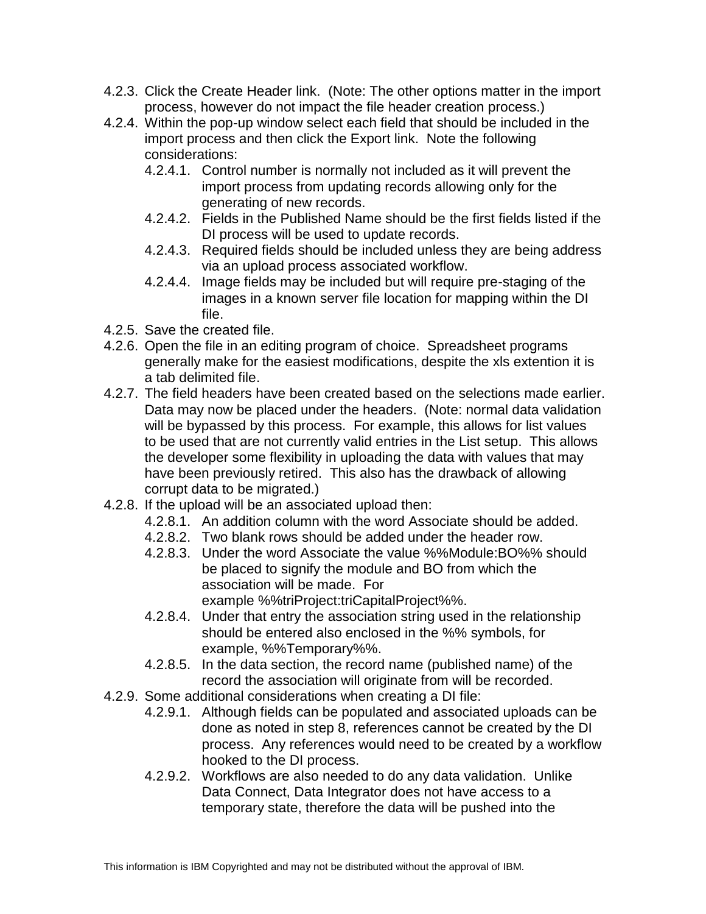- 4.2.3. Click the Create Header link. (Note: The other options matter in the import process, however do not impact the file header creation process.)
- 4.2.4. Within the pop-up window select each field that should be included in the import process and then click the Export link. Note the following considerations:
  - 4.2.4.1. Control number is normally not included as it will prevent the import process from updating records allowing only for the generating of new records.
  - 4.2.4.2. Fields in the Published Name should be the first fields listed if the DI process will be used to update records.
  - 4.2.4.3. Required fields should be included unless they are being address via an upload process associated workflow.
  - 4.2.4.4. Image fields may be included but will require pre-staging of the images in a known server file location for mapping within the DI file.
- 4.2.5. Save the created file.
- 4.2.6. Open the file in an editing program of choice. Spreadsheet programs generally make for the easiest modifications, despite the xls extention it is a tab delimited file.
- 4.2.7. The field headers have been created based on the selections made earlier. Data may now be placed under the headers. (Note: normal data validation will be bypassed by this process. For example, this allows for list values to be used that are not currently valid entries in the List setup. This allows the developer some flexibility in uploading the data with values that may have been previously retired. This also has the drawback of allowing corrupt data to be migrated.)
- 4.2.8. If the upload will be an associated upload then:
  - 4.2.8.1. An addition column with the word Associate should be added.
  - 4.2.8.2. Two blank rows should be added under the header row.
  - 4.2.8.3. Under the word Associate the value %%Module:BO%% should be placed to signify the module and BO from which the association will be made. For example %%triProject:triCapitalProject%%.
  - 4.2.8.4. Under that entry the association string used in the relationship should be entered also enclosed in the %% symbols, for example, %%Temporary%%.
  - 4.2.8.5. In the data section, the record name (published name) of the record the association will originate from will be recorded.
- 4.2.9. Some additional considerations when creating a DI file:
  - 4.2.9.1. Although fields can be populated and associated uploads can be done as noted in step 8, references cannot be created by the DI process. Any references would need to be created by a workflow hooked to the DI process.
  - 4.2.9.2. Workflows are also needed to do any data validation. Unlike Data Connect, Data Integrator does not have access to a temporary state, therefore the data will be pushed into the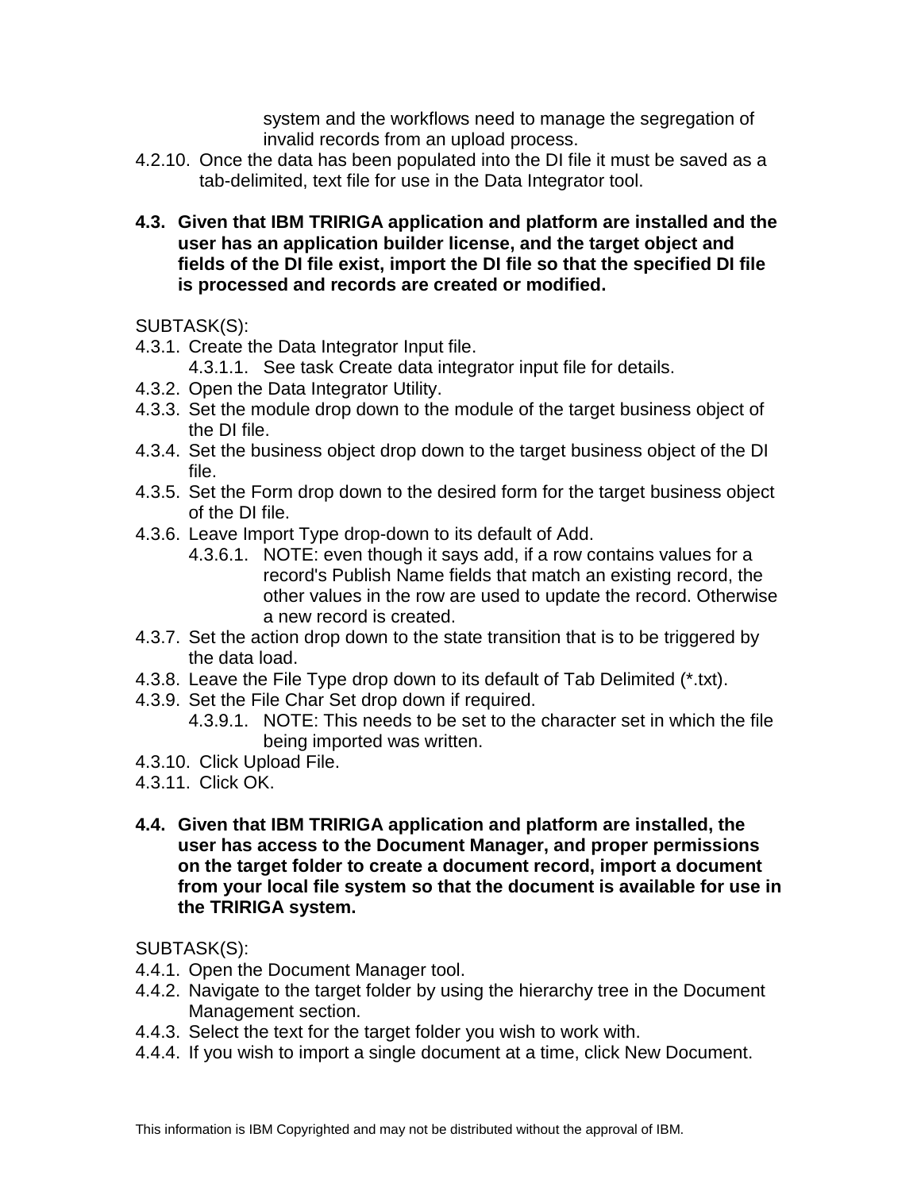system and the workflows need to manage the segregation of invalid records from an upload process.

4.2.10. Once the data has been populated into the DI file it must be saved as a tab-delimited, text file for use in the Data Integrator tool.

**4.3. Given that IBM TRIRIGA application and platform are installed and the user has an application builder license, and the target object and fields of the DI file exist, import the DI file so that the specified DI file is processed and records are created or modified.**

SUBTASK(S):

4.3.1. Create the Data Integrator Input file.
    4.3.1.1. See task Create data integrator input file for details.
4.3.2. Open the Data Integrator Utility.
4.3.3. Set the module drop down to the module of the target business object of the DI file.
4.3.4. Set the business object drop down to the target business object of the DI file.
4.3.5. Set the Form drop down to the desired form for the target business object of the DI file.
4.3.6. Leave Import Type drop-down to its default of Add.
    4.3.6.1. NOTE: even though it says add, if a row contains values for a record's Publish Name fields that match an existing record, the other values in the row are used to update the record. Otherwise a new record is created.
4.3.7. Set the action drop down to the state transition that is to be triggered by the data load.
4.3.8. Leave the File Type drop down to its default of Tab Delimited (*.txt).
4.3.9. Set the File Char Set drop down if required.
    4.3.9.1. NOTE: This needs to be set to the character set in which the file being imported was written.
4.3.10. Click Upload File.
4.3.11. Click OK.

**4.4. Given that IBM TRIRIGA application and platform are installed, the user has access to the Document Manager, and proper permissions on the target folder to create a document record, import a document from your local file system so that the document is available for use in the TRIRIGA system.**

SUBTASK(S):

4.4.1. Open the Document Manager tool.
4.4.2. Navigate to the target folder by using the hierarchy tree in the Document Management section.
4.4.3. Select the text for the target folder you wish to work with.
4.4.4. If you wish to import a single document at a time, click New Document.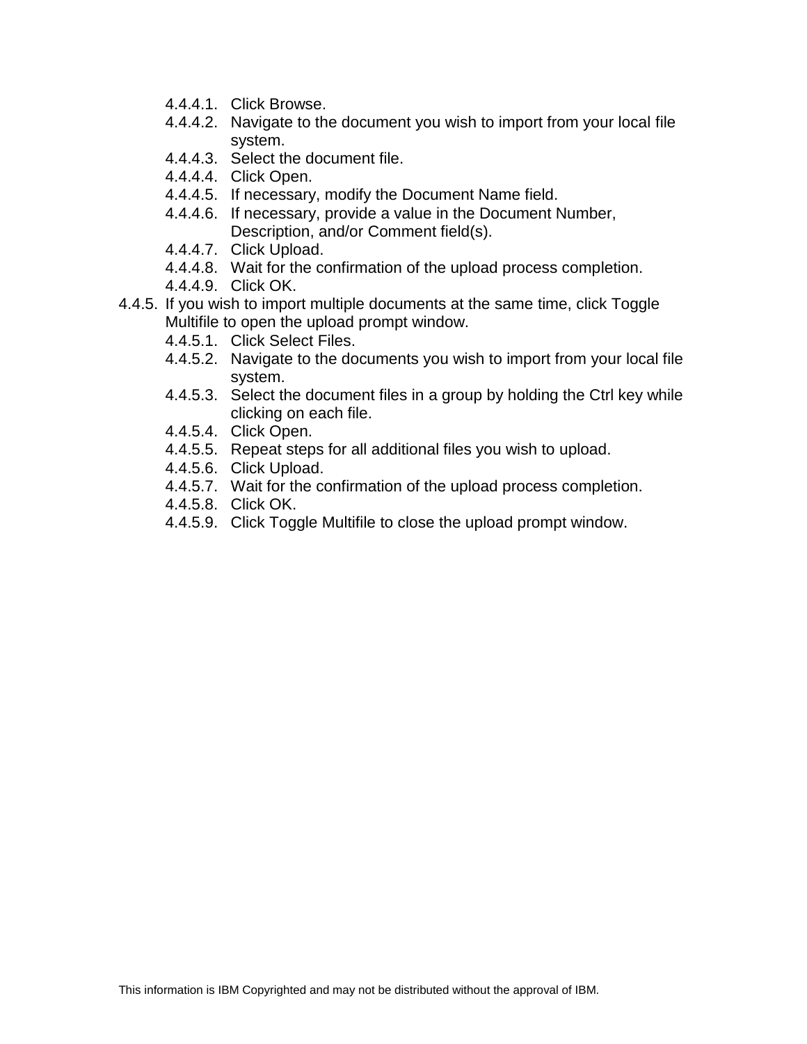- 4.4.4.1. Click Browse.
- 4.4.4.2. Navigate to the document you wish to import from your local file system.
- 4.4.4.3. Select the document file.
- 4.4.4.4. Click Open.
- 4.4.4.5. If necessary, modify the Document Name field.
- 4.4.4.6. If necessary, provide a value in the Document Number, Description, and/or Comment field(s).
- 4.4.4.7. Click Upload.
- 4.4.4.8. Wait for the confirmation of the upload process completion.
- 4.4.4.9. Click OK.

4.4.5. If you wish to import multiple documents at the same time, click Toggle Multifile to open the upload prompt window.

- 4.4.5.1. Click Select Files.
- 4.4.5.2. Navigate to the documents you wish to import from your local file system.
- 4.4.5.3. Select the document files in a group by holding the Ctrl key while clicking on each file.
- 4.4.5.4. Click Open.
- 4.4.5.5. Repeat steps for all additional files you wish to upload.
- 4.4.5.6. Click Upload.
- 4.4.5.7. Wait for the confirmation of the upload process completion.
- 4.4.5.8. Click OK.
- 4.4.5.9. Click Toggle Multifile to close the upload prompt window.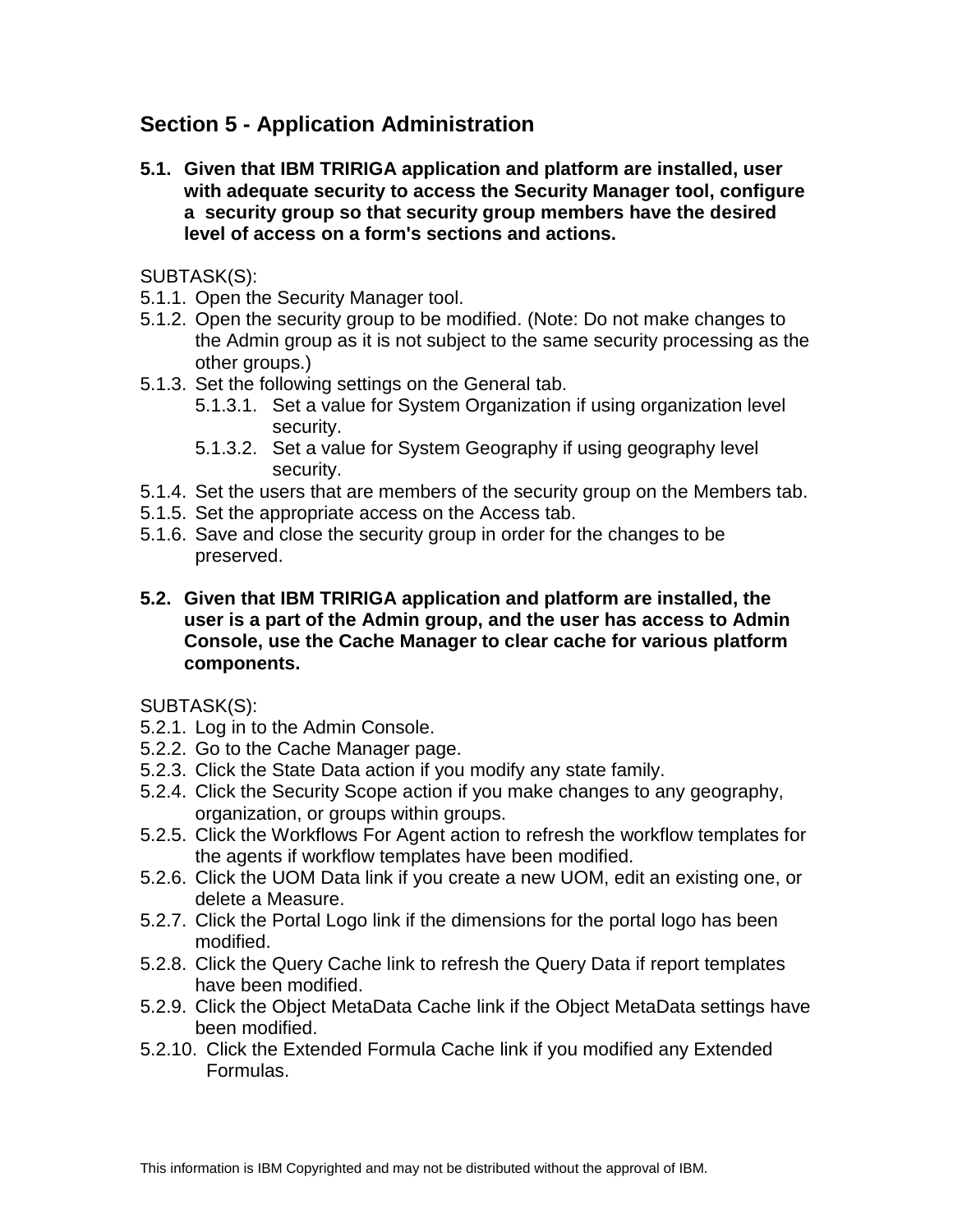## Section 5 - Application Administration

**5.1. Given that IBM TRIRIGA application and platform are installed, user with adequate security to access the Security Manager tool, configure a security group so that security group members have the desired level of access on a form's sections and actions.**

SUBTASK(S):

5.1.1. Open the Security Manager tool.

5.1.2. Open the security group to be modified. (Note: Do not make changes to the Admin group as it is not subject to the same security processing as the other groups.)

5.1.3. Set the following settings on the General tab.

- 5.1.3.1. Set a value for System Organization if using organization level security.
- 5.1.3.2. Set a value for System Geography if using geography level security.

5.1.4. Set the users that are members of the security group on the Members tab.

5.1.5. Set the appropriate access on the Access tab.

5.1.6. Save and close the security group in order for the changes to be preserved.

**5.2. Given that IBM TRIRIGA application and platform are installed, the user is a part of the Admin group, and the user has access to Admin Console, use the Cache Manager to clear cache for various platform components.**

SUBTASK(S):

5.2.1. Log in to the Admin Console.

5.2.2. Go to the Cache Manager page.

5.2.3. Click the State Data action if you modify any state family.

5.2.4. Click the Security Scope action if you make changes to any geography, organization, or groups within groups.

5.2.5. Click the Workflows For Agent action to refresh the workflow templates for the agents if workflow templates have been modified.

5.2.6. Click the UOM Data link if you create a new UOM, edit an existing one, or delete a Measure.

5.2.7. Click the Portal Logo link if the dimensions for the portal logo has been modified.

5.2.8. Click the Query Cache link to refresh the Query Data if report templates have been modified.

5.2.9. Click the Object MetaData Cache link if the Object MetaData settings have been modified.

5.2.10. Click the Extended Formula Cache link if you modified any Extended Formulas.

This information is IBM Copyrighted and may not be distributed without the approval of IBM.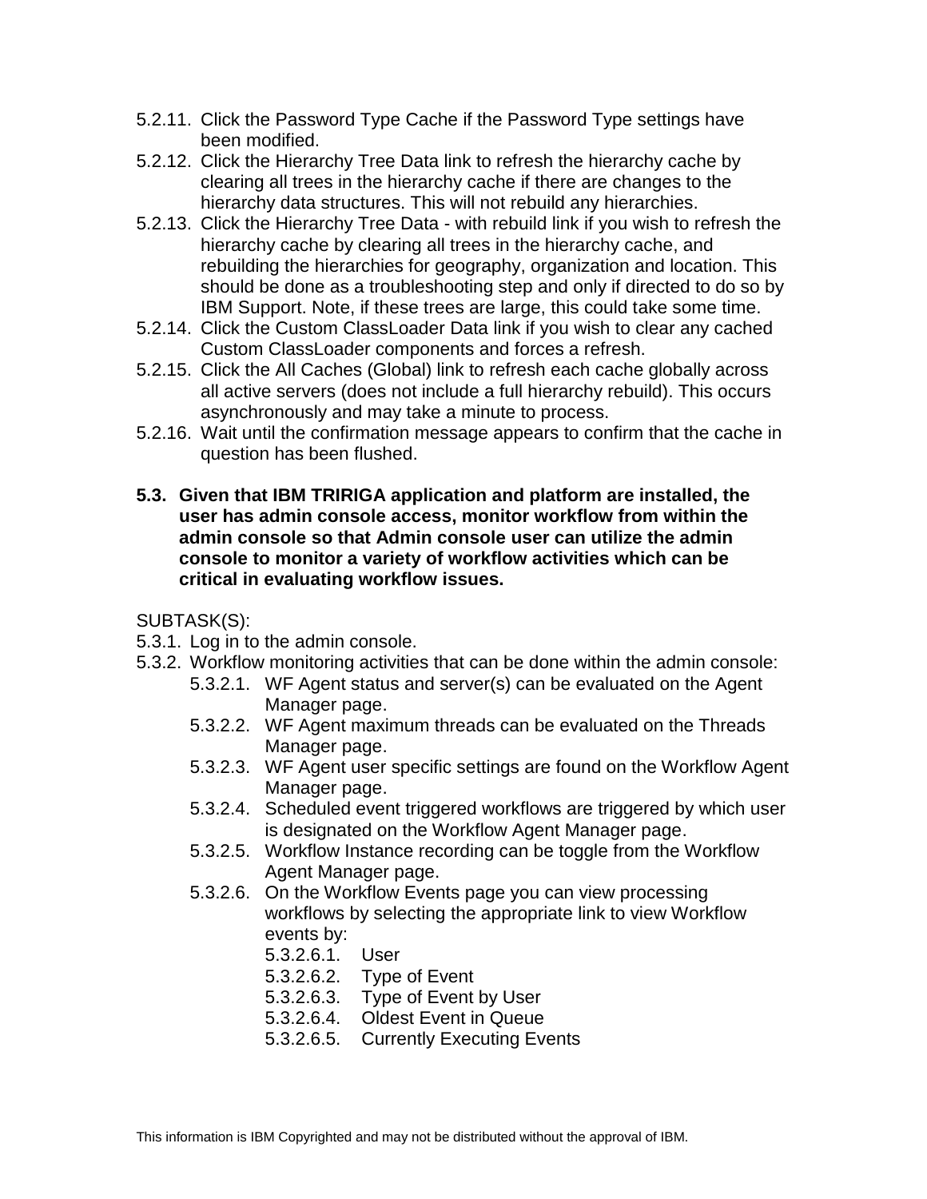5.2.11. Click the Password Type Cache if the Password Type settings have been modified.

5.2.12. Click the Hierarchy Tree Data link to refresh the hierarchy cache by clearing all trees in the hierarchy cache if there are changes to the hierarchy data structures. This will not rebuild any hierarchies.

5.2.13. Click the Hierarchy Tree Data - with rebuild link if you wish to refresh the hierarchy cache by clearing all trees in the hierarchy cache, and rebuilding the hierarchies for geography, organization and location. This should be done as a troubleshooting step and only if directed to do so by IBM Support. Note, if these trees are large, this could take some time.

5.2.14. Click the Custom ClassLoader Data link if you wish to clear any cached Custom ClassLoader components and forces a refresh.

5.2.15. Click the All Caches (Global) link to refresh each cache globally across all active servers (does not include a full hierarchy rebuild). This occurs asynchronously and may take a minute to process.

5.2.16. Wait until the confirmation message appears to confirm that the cache in question has been flushed.

**5.3. Given that IBM TRIRIGA application and platform are installed, the user has admin console access, monitor workflow from within the admin console so that Admin console user can utilize the admin console to monitor a variety of workflow activities which can be critical in evaluating workflow issues.**

SUBTASK(S):

5.3.1. Log in to the admin console.

5.3.2. Workflow monitoring activities that can be done within the admin console:

- 5.3.2.1. WF Agent status and server(s) can be evaluated on the Agent Manager page.
- 5.3.2.2. WF Agent maximum threads can be evaluated on the Threads Manager page.
- 5.3.2.3. WF Agent user specific settings are found on the Workflow Agent Manager page.
- 5.3.2.4. Scheduled event triggered workflows are triggered by which user is designated on the Workflow Agent Manager page.
- 5.3.2.5. Workflow Instance recording can be toggle from the Workflow Agent Manager page.
- 5.3.2.6. On the Workflow Events page you can view processing workflows by selecting the appropriate link to view Workflow events by:
  - 5.3.2.6.1. User
  - 5.3.2.6.2. Type of Event
  - 5.3.2.6.3. Type of Event by User
  - 5.3.2.6.4. Oldest Event in Queue
  - 5.3.2.6.5. Currently Executing Events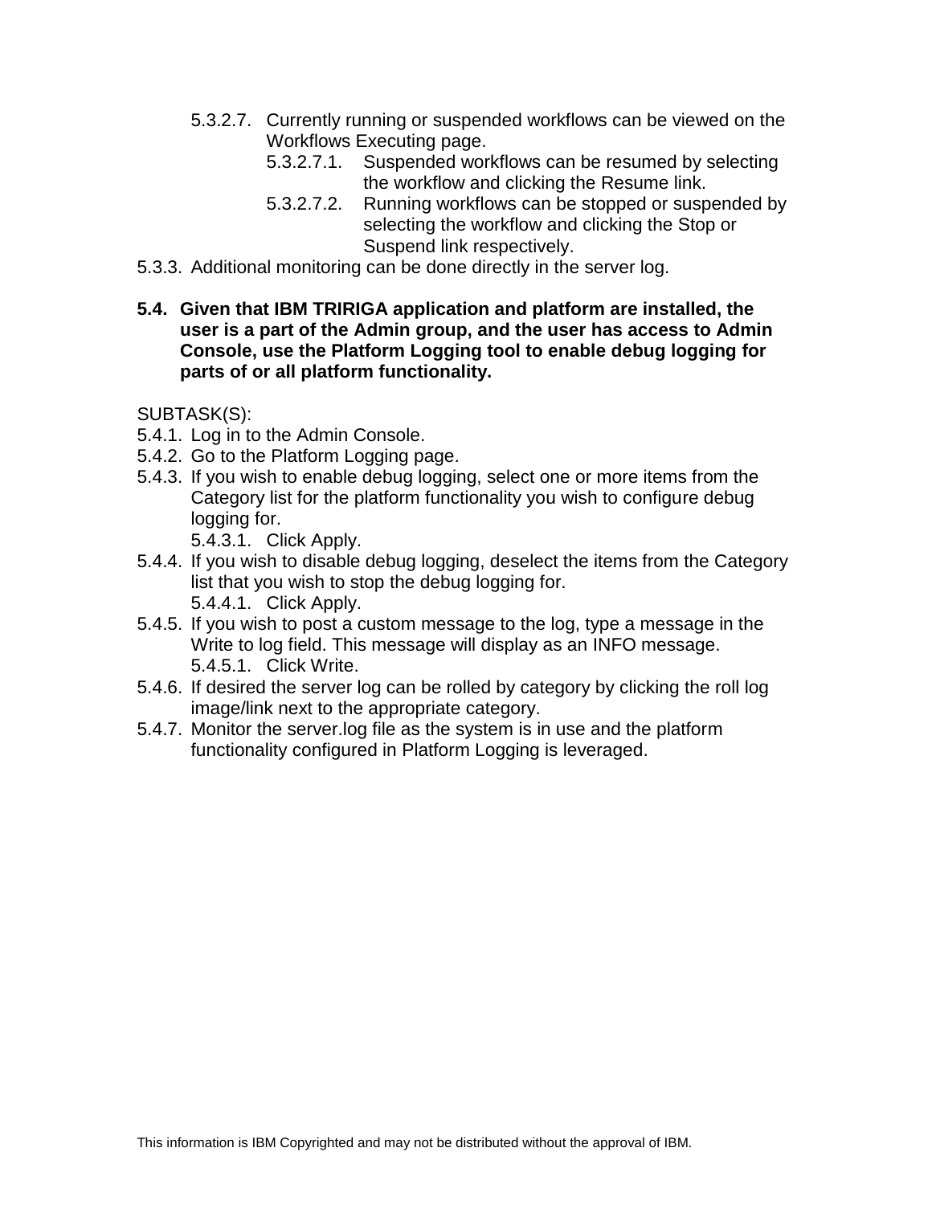5.3.2.7. Currently running or suspended workflows can be viewed on the Workflows Executing page.

5.3.2.7.1. Suspended workflows can be resumed by selecting the workflow and clicking the Resume link.

5.3.2.7.2. Running workflows can be stopped or suspended by selecting the workflow and clicking the Stop or Suspend link respectively.

5.3.3. Additional monitoring can be done directly in the server log.

**5.4. Given that IBM TRIRIGA application and platform are installed, the user is a part of the Admin group, and the user has access to Admin Console, use the Platform Logging tool to enable debug logging for parts of or all platform functionality.**

SUBTASK(S):

5.4.1. Log in to the Admin Console.

5.4.2. Go to the Platform Logging page.

5.4.3. If you wish to enable debug logging, select one or more items from the Category list for the platform functionality you wish to configure debug logging for.

5.4.3.1. Click Apply.

5.4.4. If you wish to disable debug logging, deselect the items from the Category list that you wish to stop the debug logging for.

5.4.4.1. Click Apply.

5.4.5. If you wish to post a custom message to the log, type a message in the Write to log field. This message will display as an INFO message.

5.4.5.1. Click Write.

5.4.6. If desired the server log can be rolled by category by clicking the roll log image/link next to the appropriate category.

5.4.7. Monitor the server.log file as the system is in use and the platform functionality configured in Platform Logging is leveraged.